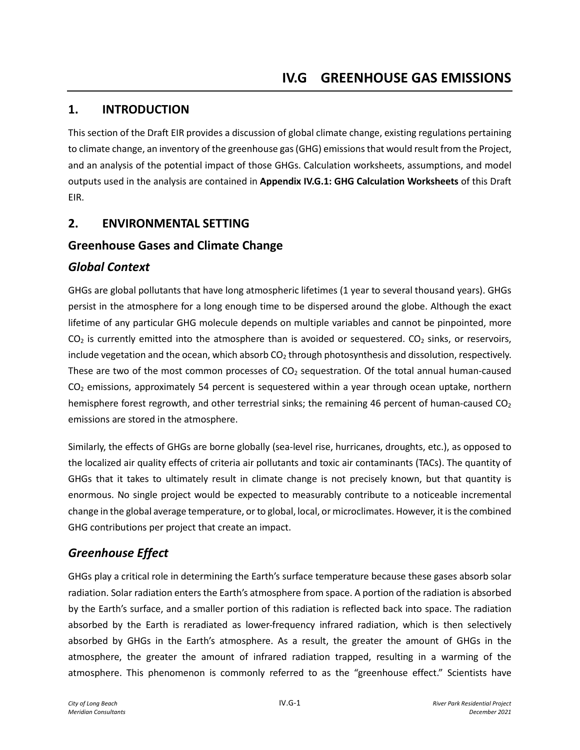# IV.G GREENHOUSE GAS EMISSIONS

## 1. INTRODUCTION

This section of the Draft EIR provides a discussion of global climate change, existing regulations pertaining to climate change, an inventory of the greenhouse gas (GHG) emissions that would result from the Project, and an analysis of the potential impact of those GHGs. Calculation worksheets, assumptions, and model outputs used in the analysis are contained in **Appendix IV.G.1: GHG Calculation Worksheets** of this Draft EIR.

## 2. ENVIRONMENTAL SETTING

### Greenhouse Gases and Climate Change

#### *Global Context*

GHGs are global pollutants that have long atmospheric lifetimes (1 year to several thousand years). GHGs persist in the atmosphere for a long enough time to be dispersed around the globe. Although the exact lifetime of any particular GHG molecule depends on multiple variables and cannot be pinpointed, more $CO_2$ is currently emitted into the atmosphere than is avoided or sequestered. $CO_2$ sinks, or reservoirs, include vegetation and the ocean, which absorb $CO_2$ through photosynthesis and dissolution, respectively. These are two of the most common processes of $CO_2$ sequestration. Of the total annual human-caused $CO_2$ emissions, approximately 54 percent is sequestered within a year through ocean uptake, northern hemisphere forest regrowth, and other terrestrial sinks; the remaining 46 percent of human-caused $CO_2$ emissions are stored in the atmosphere.

Similarly, the effects of GHGs are borne globally (sea-level rise, hurricanes, droughts, etc.), as opposed to the localized air quality effects of criteria air pollutants and toxic air contaminants (TACs). The quantity of GHGs that it takes to ultimately result in climate change is not precisely known, but that quantity is enormous. No single project would be expected to measurably contribute to a noticeable incremental change in the global average temperature, or to global, local, or microclimates. However, it is the combined GHG contributions per project that create an impact.

#### *Greenhouse Effect*

GHGs play a critical role in determining the Earth's surface temperature because these gases absorb solar radiation. Solar radiation enters the Earth's atmosphere from space. A portion of the radiation is absorbed by the Earth's surface, and a smaller portion of this radiation is reflected back into space. The radiation absorbed by the Earth is reradiated as lower-frequency infrared radiation, which is then selectively absorbed by GHGs in the Earth's atmosphere. As a result, the greater the amount of GHGs in the atmosphere, the greater the amount of infrared radiation trapped, resulting in a warming of the atmosphere. This phenomenon is commonly referred to as the "greenhouse effect." Scientists have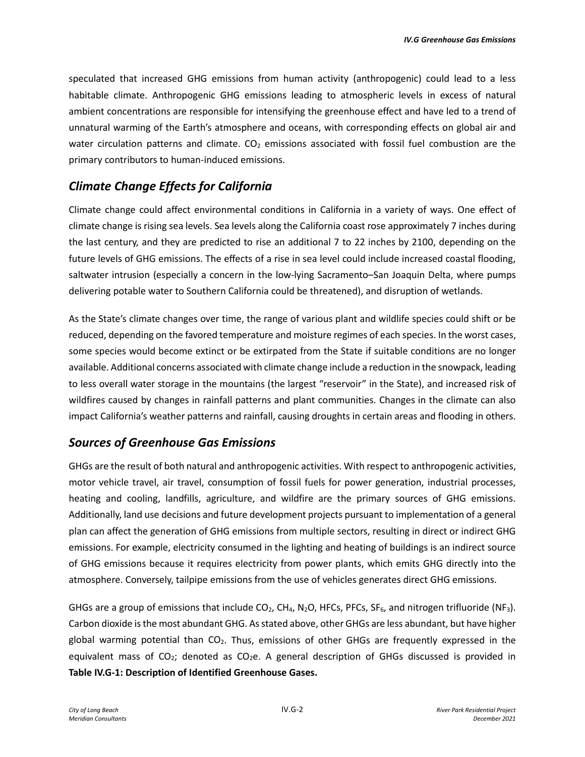speculated that increased GHG emissions from human activity (anthropogenic) could lead to a less habitable climate. Anthropogenic GHG emissions leading to atmospheric levels in excess of natural ambient concentrations are responsible for intensifying the greenhouse effect and have led to a trend of unnatural warming of the Earth's atmosphere and oceans, with corresponding effects on global air and water circulation patterns and climate. $CO_2$ emissions associated with fossil fuel combustion are the primary contributors to human-induced emissions.

## *Climate Change Effects for California*

Climate change could affect environmental conditions in California in a variety of ways. One effect of climate change is rising sea levels. Sea levels along the California coast rose approximately 7 inches during the last century, and they are predicted to rise an additional 7 to 22 inches by 2100, depending on the future levels of GHG emissions. The effects of a rise in sea level could include increased coastal flooding, saltwater intrusion (especially a concern in the low-lying Sacramento–San Joaquin Delta, where pumps delivering potable water to Southern California could be threatened), and disruption of wetlands.

As the State's climate changes over time, the range of various plant and wildlife species could shift or be reduced, depending on the favored temperature and moisture regimes of each species. In the worst cases, some species would become extinct or be extirpated from the State if suitable conditions are no longer available. Additional concerns associated with climate change include a reduction in the snowpack, leading to less overall water storage in the mountains (the largest "reservoir" in the State), and increased risk of wildfires caused by changes in rainfall patterns and plant communities. Changes in the climate can also impact California's weather patterns and rainfall, causing droughts in certain areas and flooding in others.

## *Sources of Greenhouse Gas Emissions*

GHGs are the result of both natural and anthropogenic activities. With respect to anthropogenic activities, motor vehicle travel, air travel, consumption of fossil fuels for power generation, industrial processes, heating and cooling, landfills, agriculture, and wildfire are the primary sources of GHG emissions. Additionally, land use decisions and future development projects pursuant to implementation of a general plan can affect the generation of GHG emissions from multiple sectors, resulting in direct or indirect GHG emissions. For example, electricity consumed in the lighting and heating of buildings is an indirect source of GHG emissions because it requires electricity from power plants, which emits GHG directly into the atmosphere. Conversely, tailpipe emissions from the use of vehicles generates direct GHG emissions.

GHGs are a group of emissions that include $CO_2$, $CH_4$, $N_2O$, HFCs, PFCs, $SF_6$, and nitrogen trifluoride ($NF_3$). Carbon dioxide is the most abundant GHG. As stated above, other GHGs are less abundant, but have higher global warming potential than $CO_2$. Thus, emissions of other GHGs are frequently expressed in the equivalent mass of $CO_2$; denoted as $CO_2e$. A general description of GHGs discussed is provided in **Table IV.G-1: Description of Identified Greenhouse Gases.**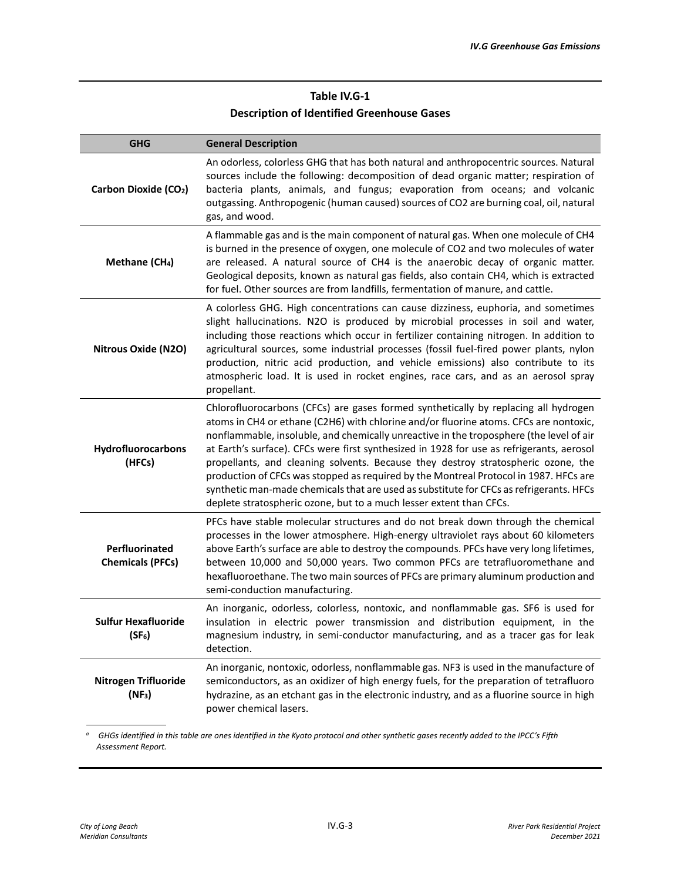**Table IV.G-1**
**Description of Identified Greenhouse Gases**

| GHG | General Description |
|---|---|
| **Carbon Dioxide ($CO_2$)** | An odorless, colorless GHG that has both natural and anthropocentric sources. Natural sources include the following: decomposition of dead organic matter; respiration of bacteria plants, animals, and fungus; evaporation from oceans; and volcanic outgassing. Anthropogenic (human caused) sources of CO2 are burning coal, oil, natural gas, and wood. |
| **Methane ($CH_4$)** | A flammable gas and is the main component of natural gas. When one molecule of CH4 is burned in the presence of oxygen, one molecule of CO2 and two molecules of water are released. A natural source of CH4 is the anaerobic decay of organic matter. Geological deposits, known as natural gas fields, also contain CH4, which is extracted for fuel. Other sources are from landfills, fermentation of manure, and cattle. |
| **Nitrous Oxide (N2O)** | A colorless GHG. High concentrations can cause dizziness, euphoria, and sometimes slight hallucinations. N2O is produced by microbial processes in soil and water, including those reactions which occur in fertilizer containing nitrogen. In addition to agricultural sources, some industrial processes (fossil fuel-fired power plants, nylon production, nitric acid production, and vehicle emissions) also contribute to its atmospheric load. It is used in rocket engines, race cars, and as an aerosol spray propellant. |
| **Hydrofluorocarbons (HFCs)** | Chlorofluorocarbons (CFCs) are gases formed synthetically by replacing all hydrogen atoms in CH4 or ethane (C2H6) with chlorine and/or fluorine atoms. CFCs are nontoxic, nonflammable, insoluble, and chemically unreactive in the troposphere (the level of air at Earth's surface). CFCs were first synthesized in 1928 for use as refrigerants, aerosol propellants, and cleaning solvents. Because they destroy stratospheric ozone, the production of CFCs was stopped as required by the Montreal Protocol in 1987. HFCs are synthetic man-made chemicals that are used as substitute for CFCs as refrigerants. HFCs deplete stratospheric ozone, but to a much lesser extent than CFCs. |
| **Perfluorinated Chemicals (PFCs)** | PFCs have stable molecular structures and do not break down through the chemical processes in the lower atmosphere. High-energy ultraviolet rays about 60 kilometers above Earth's surface are able to destroy the compounds. PFCs have very long lifetimes, between 10,000 and 50,000 years. Two common PFCs are tetrafluoromethane and hexafluoroethane. The two main sources of PFCs are primary aluminum production and semi-conduction manufacturing. |
| **Sulfur Hexafluoride ($SF_6$)** | An inorganic, odorless, colorless, nontoxic, and nonflammable gas. SF6 is used for insulation in electric power transmission and distribution equipment, in the magnesium industry, in semi-conductor manufacturing, and as a tracer gas for leak detection. |
| **Nitrogen Trifluoride ($NF_3$)** | An inorganic, nontoxic, odorless, nonflammable gas. NF3 is used in the manufacture of semiconductors, as an oxidizer of high energy fuels, for the preparation of tetrafluoro hydrazine, as an etchant gas in the electronic industry, and as a fluorine source in high power chemical lasers. |

[a] *GHGs identified in this table are ones identified in the Kyoto protocol and other synthetic gases recently added to the IPCC's Fifth Assessment Report.*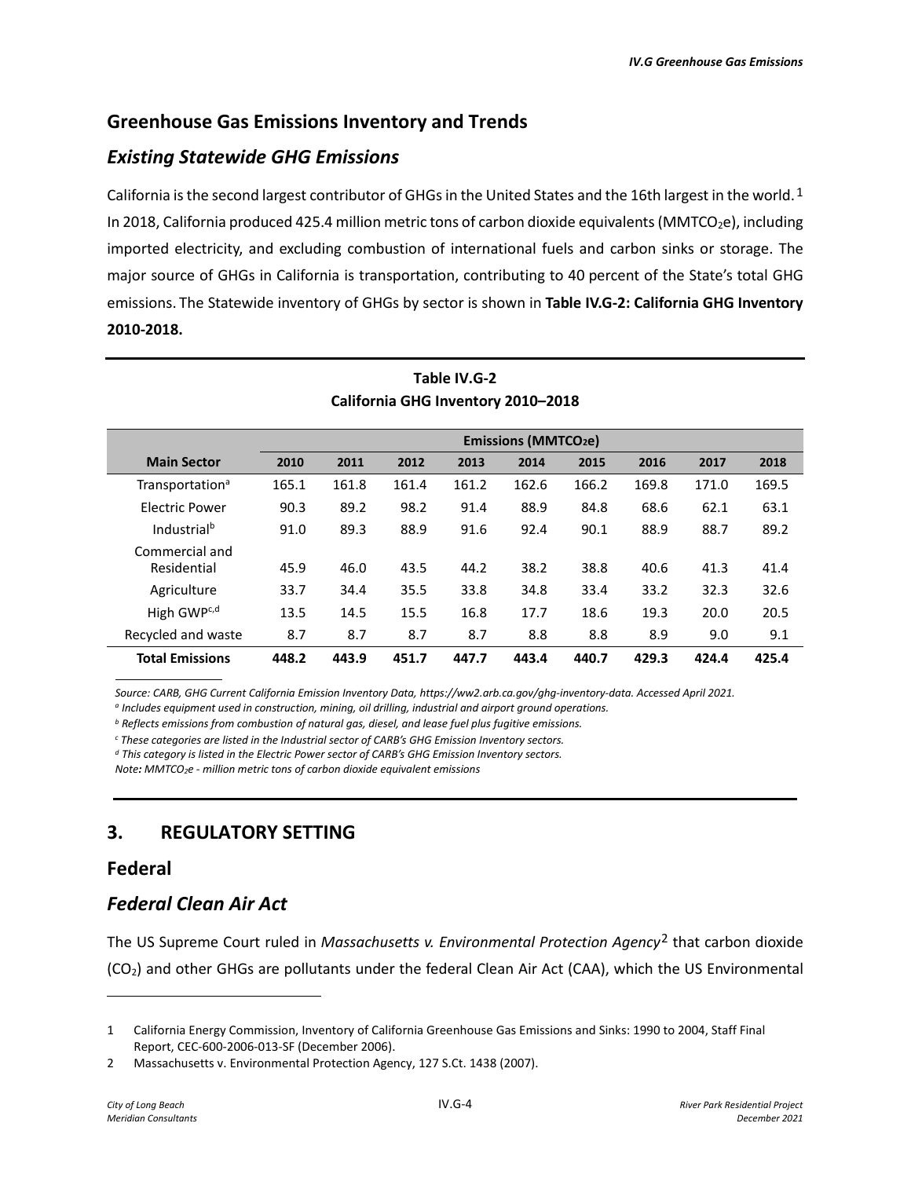## Greenhouse Gas Emissions Inventory and Trends

### *Existing Statewide GHG Emissions*

California is the second largest contributor of GHGs in the United States and the 16th largest in the world.[1] In 2018, California produced 425.4 million metric tons of carbon dioxide equivalents ($MMTCO_2e$), including imported electricity, and excluding combustion of international fuels and carbon sinks or storage. The major source of GHGs in California is transportation, contributing to 40 percent of the State's total GHG emissions. The Statewide inventory of GHGs by sector is shown in **Table IV.G-2: California GHG Inventory 2010-2018.**

**Table IV.G-2**
**California GHG Inventory 2010–2018**

| | Emissions ($MMTCO_2e$) | | | | | | | | |
|---|---|---|---|---|---|---|---|---|---|
| **Main Sector** | **2010** | **2011** | **2012** | **2013** | **2014** | **2015** | **2016** | **2017** | **2018** |
| Transportation[a] | 165.1 | 161.8 | 161.4 | 161.2 | 162.6 | 166.2 | 169.8 | 171.0 | 169.5 |
| Electric Power | 90.3 | 89.2 | 98.2 | 91.4 | 88.9 | 84.8 | 68.6 | 62.1 | 63.1 |
| Industrial[b] | 91.0 | 89.3 | 88.9 | 91.6 | 92.4 | 90.1 | 88.9 | 88.7 | 89.2 |
| Commercial and Residential | 45.9 | 46.0 | 43.5 | 44.2 | 38.2 | 38.8 | 40.6 | 41.3 | 41.4 |
| Agriculture | 33.7 | 34.4 | 35.5 | 33.8 | 34.8 | 33.4 | 33.2 | 32.3 | 32.6 |
| High GWP[c,d] | 13.5 | 14.5 | 15.5 | 16.8 | 17.7 | 18.6 | 19.3 | 20.0 | 20.5 |
| Recycled and waste | 8.7 | 8.7 | 8.7 | 8.7 | 8.8 | 8.8 | 8.9 | 9.0 | 9.1 |
| **Total Emissions** | **448.2** | **443.9** | **451.7** | **447.7** | **443.4** | **440.7** | **429.3** | **424.4** | **425.4** |

*Source: CARB, GHG Current California Emission Inventory Data, https://ww2.arb.ca.gov/ghg-inventory-data. Accessed April 2021.*
*[a] Includes equipment used in construction, mining, oil drilling, industrial and airport ground operations.*
*[b] Reflects emissions from combustion of natural gas, diesel, and lease fuel plus fugitive emissions.*
*[c] These categories are listed in the Industrial sector of CARB's GHG Emission Inventory sectors.*
*[d] This category is listed in the Electric Power sector of CARB's GHG Emission Inventory sectors.*
*Note: $MMTCO_2e$ - million metric tons of carbon dioxide equivalent emissions*

## 3. REGULATORY SETTING

## Federal

### *Federal Clean Air Act*

The US Supreme Court ruled in *Massachusetts v. Environmental Protection Agency*[2] that carbon dioxide ($CO_2$) and other GHGs are pollutants under the federal Clean Air Act (CAA), which the US Environmental

1 California Energy Commission, Inventory of California Greenhouse Gas Emissions and Sinks: 1990 to 2004, Staff Final Report, CEC-600-2006-013-SF (December 2006).

2 Massachusetts v. Environmental Protection Agency, 127 S.Ct. 1438 (2007).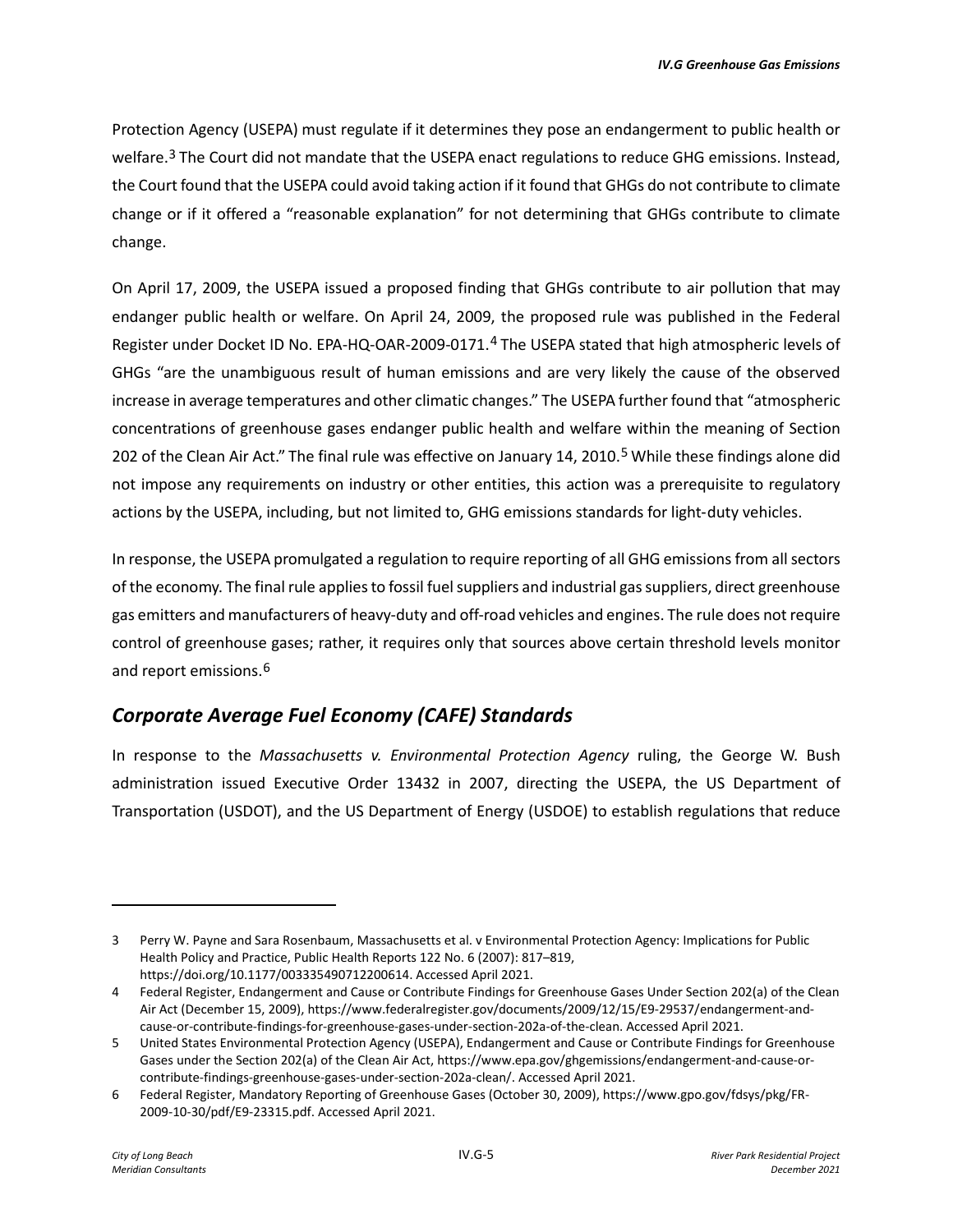Protection Agency (USEPA) must regulate if it determines they pose an endangerment to public health or welfare.[3] The Court did not mandate that the USEPA enact regulations to reduce GHG emissions. Instead, the Court found that the USEPA could avoid taking action if it found that GHGs do not contribute to climate change or if it offered a "reasonable explanation" for not determining that GHGs contribute to climate change.

On April 17, 2009, the USEPA issued a proposed finding that GHGs contribute to air pollution that may endanger public health or welfare. On April 24, 2009, the proposed rule was published in the Federal Register under Docket ID No. EPA-HQ-OAR-2009-0171.[4] The USEPA stated that high atmospheric levels of GHGs "are the unambiguous result of human emissions and are very likely the cause of the observed increase in average temperatures and other climatic changes." The USEPA further found that "atmospheric concentrations of greenhouse gases endanger public health and welfare within the meaning of Section 202 of the Clean Air Act." The final rule was effective on January 14, 2010.[5] While these findings alone did not impose any requirements on industry or other entities, this action was a prerequisite to regulatory actions by the USEPA, including, but not limited to, GHG emissions standards for light-duty vehicles.

In response, the USEPA promulgated a regulation to require reporting of all GHG emissions from all sectors of the economy. The final rule applies to fossil fuel suppliers and industrial gas suppliers, direct greenhouse gas emitters and manufacturers of heavy-duty and off-road vehicles and engines. The rule does not require control of greenhouse gases; rather, it requires only that sources above certain threshold levels monitor and report emissions.[6]

## *Corporate Average Fuel Economy (CAFE) Standards*

In response to the *Massachusetts v. Environmental Protection Agency* ruling, the George W. Bush administration issued Executive Order 13432 in 2007, directing the USEPA, the US Department of Transportation (USDOT), and the US Department of Energy (USDOE) to establish regulations that reduce

---

3 Perry W. Payne and Sara Rosenbaum, Massachusetts et al. v Environmental Protection Agency: Implications for Public Health Policy and Practice, Public Health Reports 122 No. 6 (2007): 817–819, https://doi.org/10.1177/003335490712200614. Accessed April 2021.

4 Federal Register, Endangerment and Cause or Contribute Findings for Greenhouse Gases Under Section 202(a) of the Clean Air Act (December 15, 2009), https://www.federalregister.gov/documents/2009/12/15/E9-29537/endangerment-and-cause-or-contribute-findings-for-greenhouse-gases-under-section-202a-of-the-clean. Accessed April 2021.

5 United States Environmental Protection Agency (USEPA), Endangerment and Cause or Contribute Findings for Greenhouse Gases under the Section 202(a) of the Clean Air Act, https://www.epa.gov/ghgemissions/endangerment-and-cause-or-contribute-findings-greenhouse-gases-under-section-202a-clean/. Accessed April 2021.

6 Federal Register, Mandatory Reporting of Greenhouse Gases (October 30, 2009), https://www.gpo.gov/fdsys/pkg/FR-2009-10-30/pdf/E9-23315.pdf. Accessed April 2021.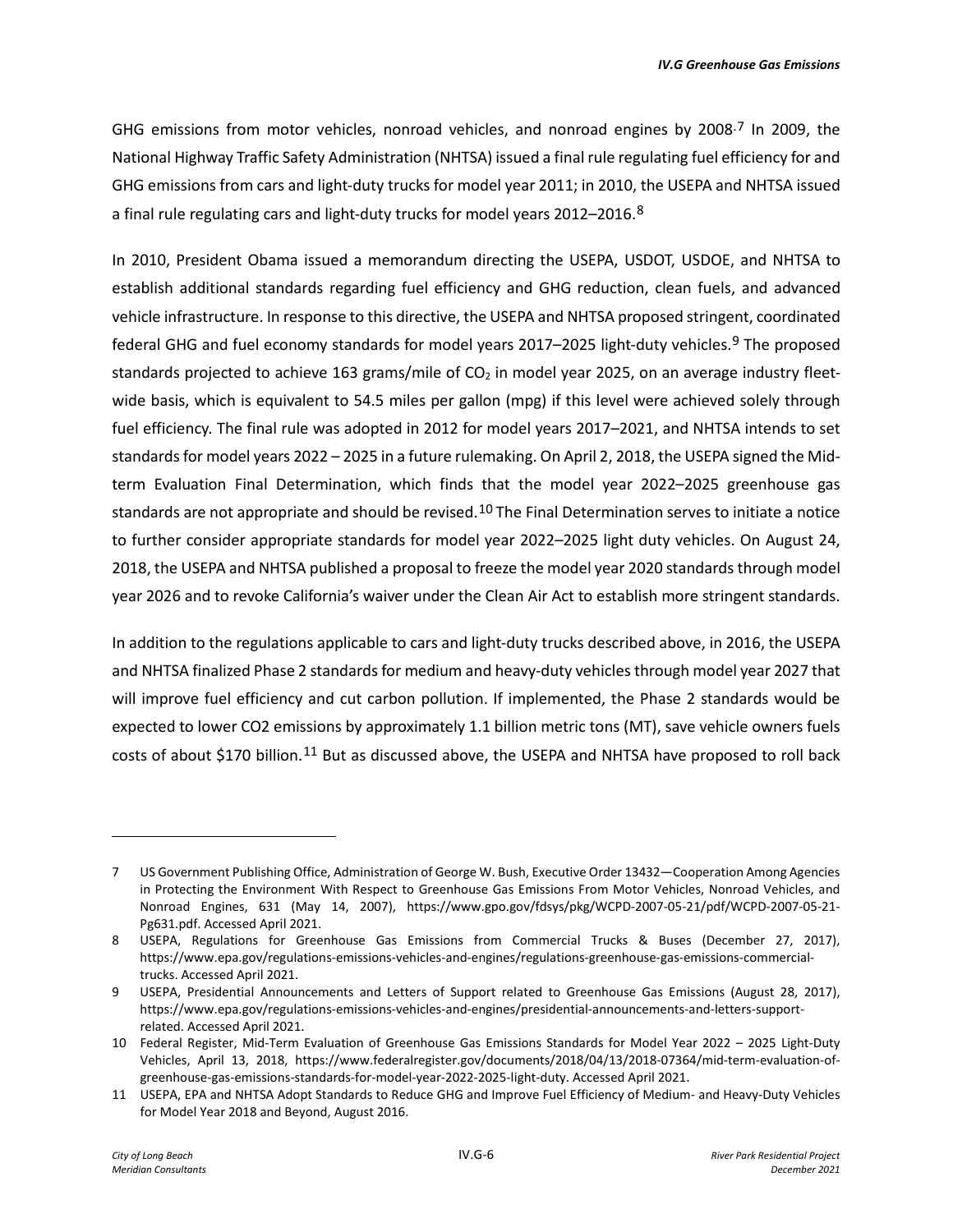GHG emissions from motor vehicles, nonroad vehicles, and nonroad engines by 2008.[7] In 2009, the National Highway Traffic Safety Administration (NHTSA) issued a final rule regulating fuel efficiency for and GHG emissions from cars and light-duty trucks for model year 2011; in 2010, the USEPA and NHTSA issued a final rule regulating cars and light-duty trucks for model years 2012–2016.[8]

In 2010, President Obama issued a memorandum directing the USEPA, USDOT, USDOE, and NHTSA to establish additional standards regarding fuel efficiency and GHG reduction, clean fuels, and advanced vehicle infrastructure. In response to this directive, the USEPA and NHTSA proposed stringent, coordinated federal GHG and fuel economy standards for model years 2017–2025 light-duty vehicles.[9] The proposed standards projected to achieve 163 grams/mile of $CO_2$ in model year 2025, on an average industry fleet-wide basis, which is equivalent to 54.5 miles per gallon (mpg) if this level were achieved solely through fuel efficiency. The final rule was adopted in 2012 for model years 2017–2021, and NHTSA intends to set standards for model years 2022 – 2025 in a future rulemaking. On April 2, 2018, the USEPA signed the Mid-term Evaluation Final Determination, which finds that the model year 2022–2025 greenhouse gas standards are not appropriate and should be revised.[10] The Final Determination serves to initiate a notice to further consider appropriate standards for model year 2022–2025 light duty vehicles. On August 24, 2018, the USEPA and NHTSA published a proposal to freeze the model year 2020 standards through model year 2026 and to revoke California's waiver under the Clean Air Act to establish more stringent standards.

In addition to the regulations applicable to cars and light-duty trucks described above, in 2016, the USEPA and NHTSA finalized Phase 2 standards for medium and heavy-duty vehicles through model year 2027 that will improve fuel efficiency and cut carbon pollution. If implemented, the Phase 2 standards would be expected to lower CO2 emissions by approximately 1.1 billion metric tons (MT), save vehicle owners fuels costs of about $170 billion.[11] But as discussed above, the USEPA and NHTSA have proposed to roll back

---

7 US Government Publishing Office, Administration of George W. Bush, Executive Order 13432—Cooperation Among Agencies in Protecting the Environment With Respect to Greenhouse Gas Emissions From Motor Vehicles, Nonroad Vehicles, and Nonroad Engines, 631 (May 14, 2007), https://www.gpo.gov/fdsys/pkg/WCPD-2007-05-21/pdf/WCPD-2007-05-21-Pg631.pdf. Accessed April 2021.

8 USEPA, Regulations for Greenhouse Gas Emissions from Commercial Trucks & Buses (December 27, 2017), https://www.epa.gov/regulations-emissions-vehicles-and-engines/regulations-greenhouse-gas-emissions-commercial-trucks. Accessed April 2021.

9 USEPA, Presidential Announcements and Letters of Support related to Greenhouse Gas Emissions (August 28, 2017), https://www.epa.gov/regulations-emissions-vehicles-and-engines/presidential-announcements-and-letters-support-related. Accessed April 2021.

10 Federal Register, Mid-Term Evaluation of Greenhouse Gas Emissions Standards for Model Year 2022 – 2025 Light-Duty Vehicles, April 13, 2018, https://www.federalregister.gov/documents/2018/04/13/2018-07364/mid-term-evaluation-of-greenhouse-gas-emissions-standards-for-model-year-2022-2025-light-duty. Accessed April 2021.

11 USEPA, EPA and NHTSA Adopt Standards to Reduce GHG and Improve Fuel Efficiency of Medium- and Heavy-Duty Vehicles for Model Year 2018 and Beyond, August 2016.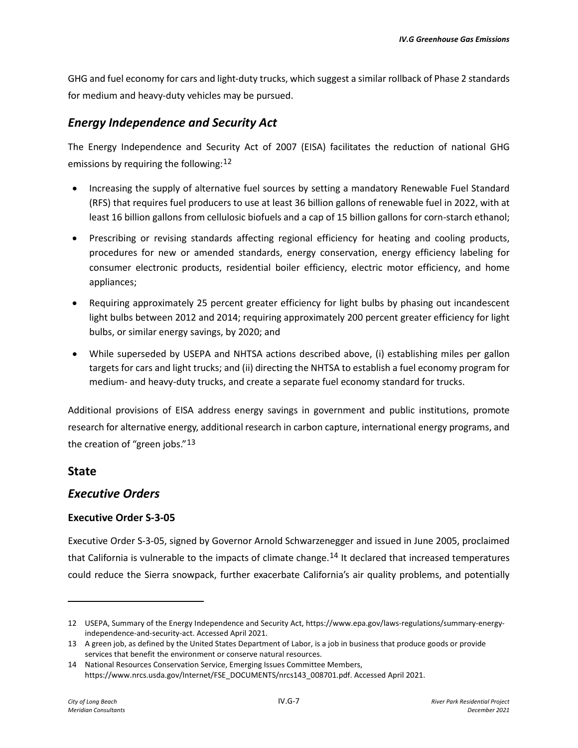GHG and fuel economy for cars and light-duty trucks, which suggest a similar rollback of Phase 2 standards for medium and heavy-duty vehicles may be pursued.

## *Energy Independence and Security Act*

The Energy Independence and Security Act of 2007 (EISA) facilitates the reduction of national GHG emissions by requiring the following:[12]

- Increasing the supply of alternative fuel sources by setting a mandatory Renewable Fuel Standard (RFS) that requires fuel producers to use at least 36 billion gallons of renewable fuel in 2022, with at least 16 billion gallons from cellulosic biofuels and a cap of 15 billion gallons for corn-starch ethanol;
- Prescribing or revising standards affecting regional efficiency for heating and cooling products, procedures for new or amended standards, energy conservation, energy efficiency labeling for consumer electronic products, residential boiler efficiency, electric motor efficiency, and home appliances;
- Requiring approximately 25 percent greater efficiency for light bulbs by phasing out incandescent light bulbs between 2012 and 2014; requiring approximately 200 percent greater efficiency for light bulbs, or similar energy savings, by 2020; and
- While superseded by USEPA and NHTSA actions described above, (i) establishing miles per gallon targets for cars and light trucks; and (ii) directing the NHTSA to establish a fuel economy program for medium- and heavy-duty trucks, and create a separate fuel economy standard for trucks.

Additional provisions of EISA address energy savings in government and public institutions, promote research for alternative energy, additional research in carbon capture, international energy programs, and the creation of "green jobs."[13]

# State

## *Executive Orders*

### Executive Order S-3-05

Executive Order S-3-05, signed by Governor Arnold Schwarzenegger and issued in June 2005, proclaimed that California is vulnerable to the impacts of climate change.[14] It declared that increased temperatures could reduce the Sierra snowpack, further exacerbate California's air quality problems, and potentially

---

12 USEPA, Summary of the Energy Independence and Security Act, https://www.epa.gov/laws-regulations/summary-energy-independence-and-security-act. Accessed April 2021.

13 A green job, as defined by the United States Department of Labor, is a job in business that produce goods or provide services that benefit the environment or conserve natural resources.

14 National Resources Conservation Service, Emerging Issues Committee Members, https://www.nrcs.usda.gov/Internet/FSE_DOCUMENTS/nrcs143_008701.pdf. Accessed April 2021.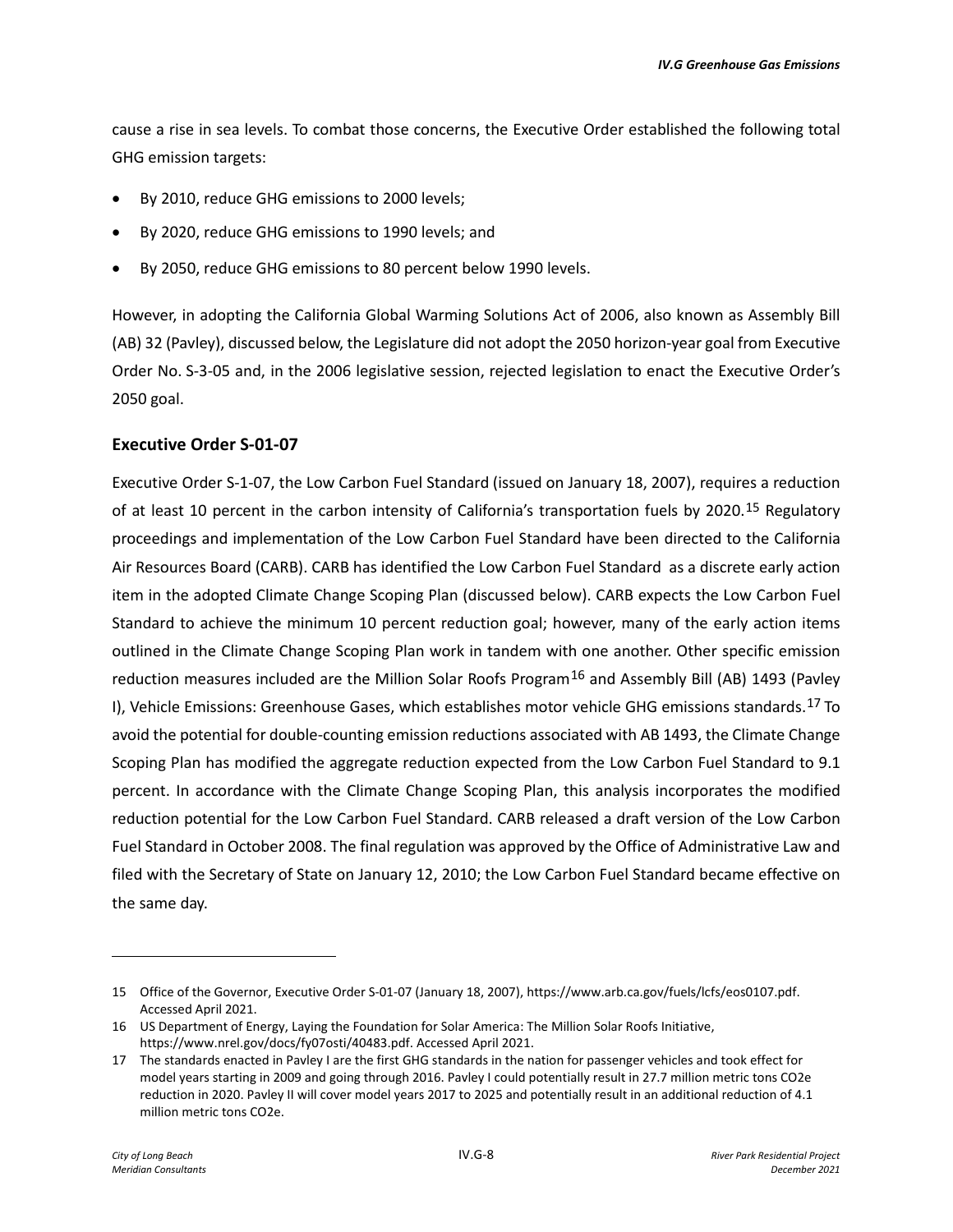cause a rise in sea levels. To combat those concerns, the Executive Order established the following total GHG emission targets:

- By 2010, reduce GHG emissions to 2000 levels;
- By 2020, reduce GHG emissions to 1990 levels; and
- By 2050, reduce GHG emissions to 80 percent below 1990 levels.

However, in adopting the California Global Warming Solutions Act of 2006, also known as Assembly Bill (AB) 32 (Pavley), discussed below, the Legislature did not adopt the 2050 horizon-year goal from Executive Order No. S-3-05 and, in the 2006 legislative session, rejected legislation to enact the Executive Order's 2050 goal.

## Executive Order S-01-07

Executive Order S-1-07, the Low Carbon Fuel Standard (issued on January 18, 2007), requires a reduction of at least 10 percent in the carbon intensity of California's transportation fuels by 2020.[15] Regulatory proceedings and implementation of the Low Carbon Fuel Standard have been directed to the California Air Resources Board (CARB). CARB has identified the Low Carbon Fuel Standard as a discrete early action item in the adopted Climate Change Scoping Plan (discussed below). CARB expects the Low Carbon Fuel Standard to achieve the minimum 10 percent reduction goal; however, many of the early action items outlined in the Climate Change Scoping Plan work in tandem with one another. Other specific emission reduction measures included are the Million Solar Roofs Program[16] and Assembly Bill (AB) 1493 (Pavley I), Vehicle Emissions: Greenhouse Gases, which establishes motor vehicle GHG emissions standards.[17] To avoid the potential for double-counting emission reductions associated with AB 1493, the Climate Change Scoping Plan has modified the aggregate reduction expected from the Low Carbon Fuel Standard to 9.1 percent. In accordance with the Climate Change Scoping Plan, this analysis incorporates the modified reduction potential for the Low Carbon Fuel Standard. CARB released a draft version of the Low Carbon Fuel Standard in October 2008. The final regulation was approved by the Office of Administrative Law and filed with the Secretary of State on January 12, 2010; the Low Carbon Fuel Standard became effective on the same day.

---

15 Office of the Governor, Executive Order S-01-07 (January 18, 2007), https://www.arb.ca.gov/fuels/lcfs/eos0107.pdf. Accessed April 2021.

16 US Department of Energy, Laying the Foundation for Solar America: The Million Solar Roofs Initiative, https://www.nrel.gov/docs/fy07osti/40483.pdf. Accessed April 2021.

17 The standards enacted in Pavley I are the first GHG standards in the nation for passenger vehicles and took effect for model years starting in 2009 and going through 2016. Pavley I could potentially result in 27.7 million metric tons $CO_2e$ reduction in 2020. Pavley II will cover model years 2017 to 2025 and potentially result in an additional reduction of 4.1 million metric tons $CO_2e$.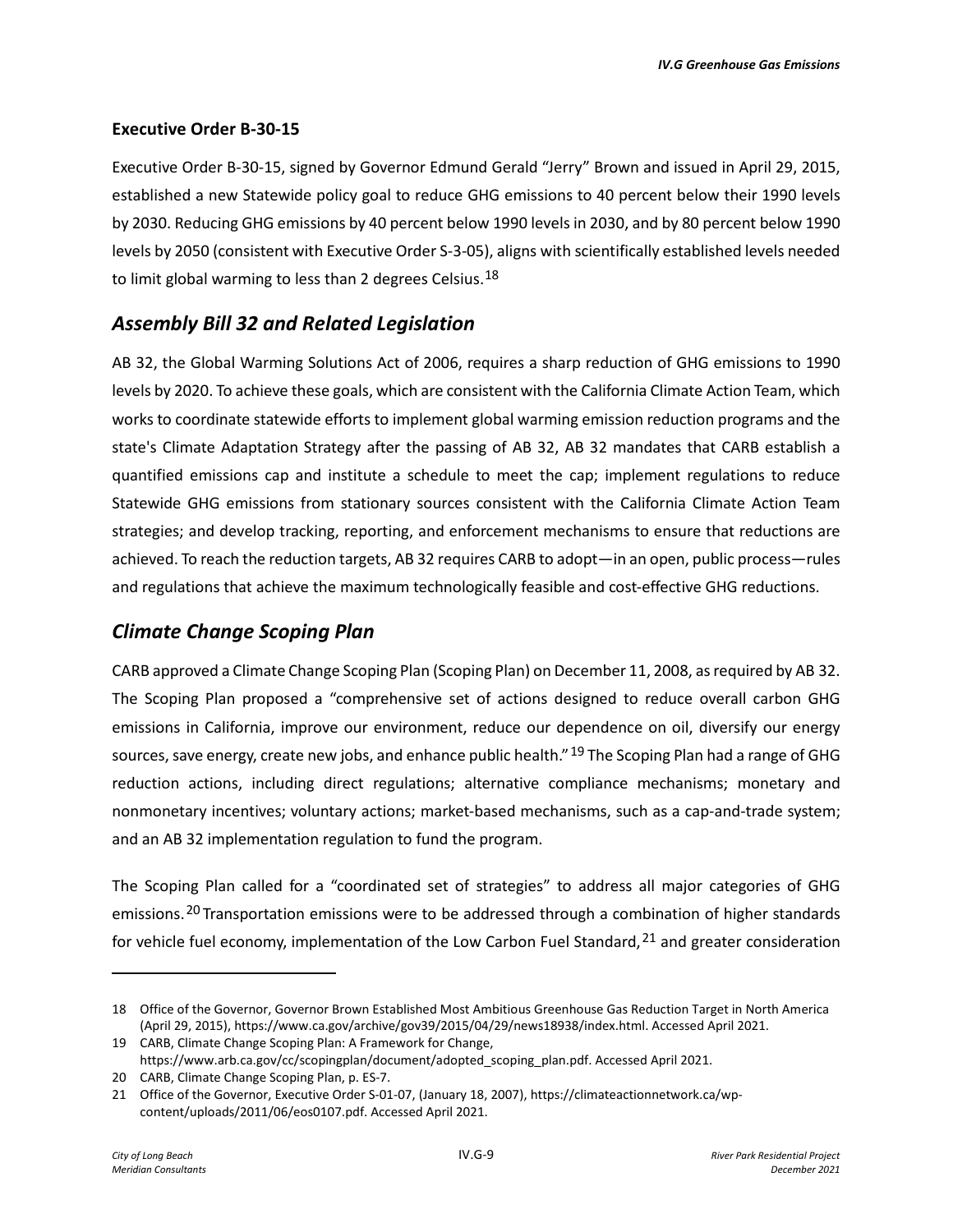**Executive Order B-30-15**

Executive Order B-30-15, signed by Governor Edmund Gerald "Jerry" Brown and issued in April 29, 2015, established a new Statewide policy goal to reduce GHG emissions to 40 percent below their 1990 levels by 2030. Reducing GHG emissions by 40 percent below 1990 levels in 2030, and by 80 percent below 1990 levels by 2050 (consistent with Executive Order S-3-05), aligns with scientifically established levels needed to limit global warming to less than 2 degrees Celsius.[18]

## *Assembly Bill 32 and Related Legislation*

AB 32, the Global Warming Solutions Act of 2006, requires a sharp reduction of GHG emissions to 1990 levels by 2020. To achieve these goals, which are consistent with the California Climate Action Team, which works to coordinate statewide efforts to implement global warming emission reduction programs and the state's Climate Adaptation Strategy after the passing of AB 32, AB 32 mandates that CARB establish a quantified emissions cap and institute a schedule to meet the cap; implement regulations to reduce Statewide GHG emissions from stationary sources consistent with the California Climate Action Team strategies; and develop tracking, reporting, and enforcement mechanisms to ensure that reductions are achieved. To reach the reduction targets, AB 32 requires CARB to adopt—in an open, public process—rules and regulations that achieve the maximum technologically feasible and cost-effective GHG reductions.

## *Climate Change Scoping Plan*

CARB approved a Climate Change Scoping Plan (Scoping Plan) on December 11, 2008, as required by AB 32. The Scoping Plan proposed a "comprehensive set of actions designed to reduce overall carbon GHG emissions in California, improve our environment, reduce our dependence on oil, diversify our energy sources, save energy, create new jobs, and enhance public health."[19] The Scoping Plan had a range of GHG reduction actions, including direct regulations; alternative compliance mechanisms; monetary and nonmonetary incentives; voluntary actions; market-based mechanisms, such as a cap-and-trade system; and an AB 32 implementation regulation to fund the program.

The Scoping Plan called for a "coordinated set of strategies" to address all major categories of GHG emissions.[20] Transportation emissions were to be addressed through a combination of higher standards for vehicle fuel economy, implementation of the Low Carbon Fuel Standard,[21] and greater consideration

---

18 Office of the Governor, Governor Brown Established Most Ambitious Greenhouse Gas Reduction Target in North America (April 29, 2015), https://www.ca.gov/archive/gov39/2015/04/29/news18938/index.html. Accessed April 2021.

19 CARB, Climate Change Scoping Plan: A Framework for Change, https://www.arb.ca.gov/cc/scopingplan/document/adopted_scoping_plan.pdf. Accessed April 2021.

20 CARB, Climate Change Scoping Plan, p. ES-7.

21 Office of the Governor, Executive Order S-01-07, (January 18, 2007), https://climateactionnetwork.ca/wp-content/uploads/2011/06/eos0107.pdf. Accessed April 2021.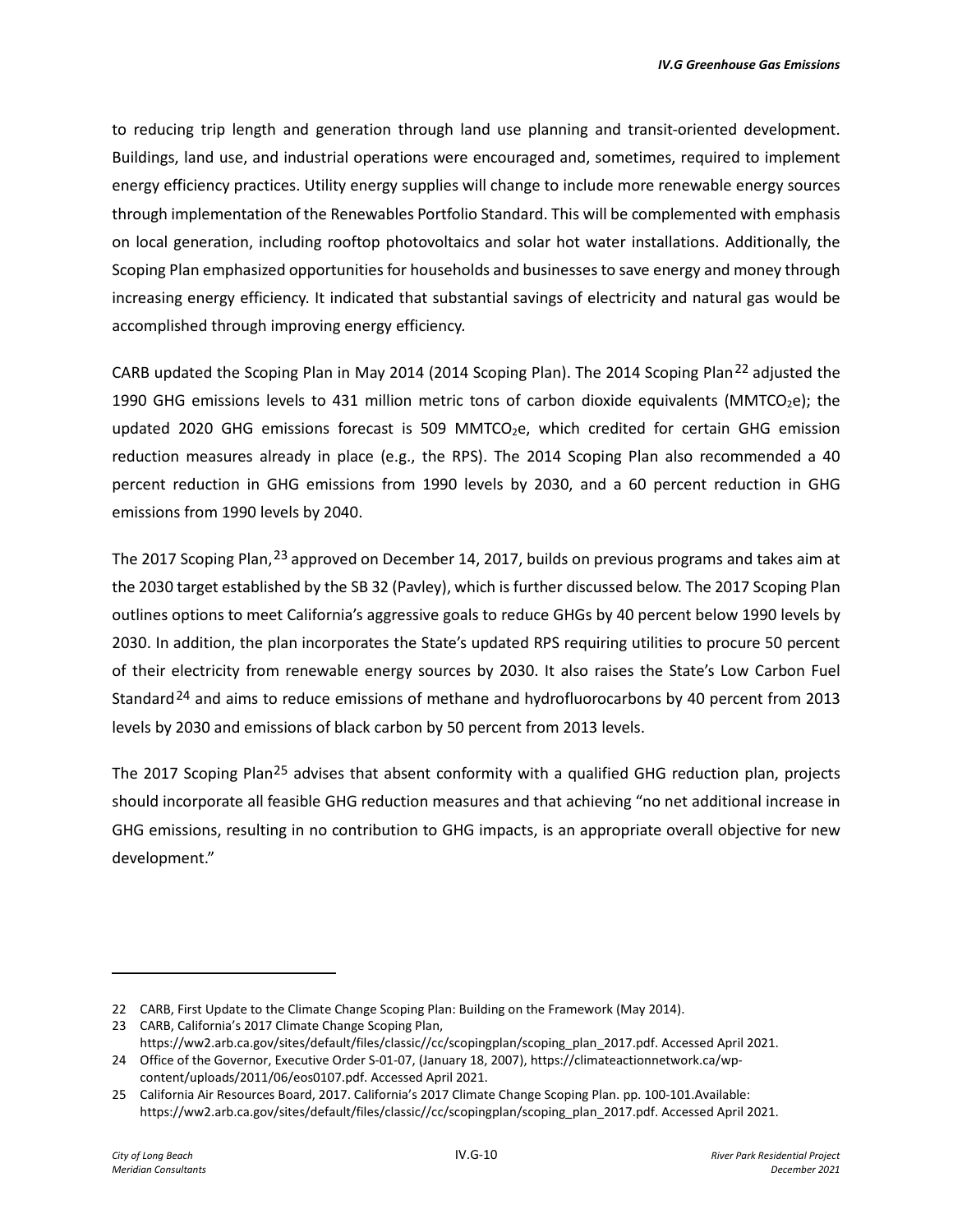to reducing trip length and generation through land use planning and transit-oriented development. Buildings, land use, and industrial operations were encouraged and, sometimes, required to implement energy efficiency practices. Utility energy supplies will change to include more renewable energy sources through implementation of the Renewables Portfolio Standard. This will be complemented with emphasis on local generation, including rooftop photovoltaics and solar hot water installations. Additionally, the Scoping Plan emphasized opportunities for households and businesses to save energy and money through increasing energy efficiency. It indicated that substantial savings of electricity and natural gas would be accomplished through improving energy efficiency.

CARB updated the Scoping Plan in May 2014 (2014 Scoping Plan). The 2014 Scoping Plan[22] adjusted the 1990 GHG emissions levels to 431 million metric tons of carbon dioxide equivalents ($MMTCO_2e$); the updated 2020 GHG emissions forecast is 509 $MMTCO_2e$, which credited for certain GHG emission reduction measures already in place (e.g., the RPS). The 2014 Scoping Plan also recommended a 40 percent reduction in GHG emissions from 1990 levels by 2030, and a 60 percent reduction in GHG emissions from 1990 levels by 2040.

The 2017 Scoping Plan,[23] approved on December 14, 2017, builds on previous programs and takes aim at the 2030 target established by the SB 32 (Pavley), which is further discussed below. The 2017 Scoping Plan outlines options to meet California's aggressive goals to reduce GHGs by 40 percent below 1990 levels by 2030. In addition, the plan incorporates the State's updated RPS requiring utilities to procure 50 percent of their electricity from renewable energy sources by 2030. It also raises the State's Low Carbon Fuel Standard[24] and aims to reduce emissions of methane and hydrofluorocarbons by 40 percent from 2013 levels by 2030 and emissions of black carbon by 50 percent from 2013 levels.

The 2017 Scoping Plan[25] advises that absent conformity with a qualified GHG reduction plan, projects should incorporate all feasible GHG reduction measures and that achieving "no net additional increase in GHG emissions, resulting in no contribution to GHG impacts, is an appropriate overall objective for new development."

---

22 CARB, First Update to the Climate Change Scoping Plan: Building on the Framework (May 2014).

23 CARB, California's 2017 Climate Change Scoping Plan, https://ww2.arb.ca.gov/sites/default/files/classic//cc/scopingplan/scoping_plan_2017.pdf. Accessed April 2021.

24 Office of the Governor, Executive Order S-01-07, (January 18, 2007), https://climateactionnetwork.ca/wp-content/uploads/2011/06/eos0107.pdf. Accessed April 2021.

25 California Air Resources Board, 2017. California's 2017 Climate Change Scoping Plan. pp. 100-101.Available: https://ww2.arb.ca.gov/sites/default/files/classic//cc/scopingplan/scoping_plan_2017.pdf. Accessed April 2021.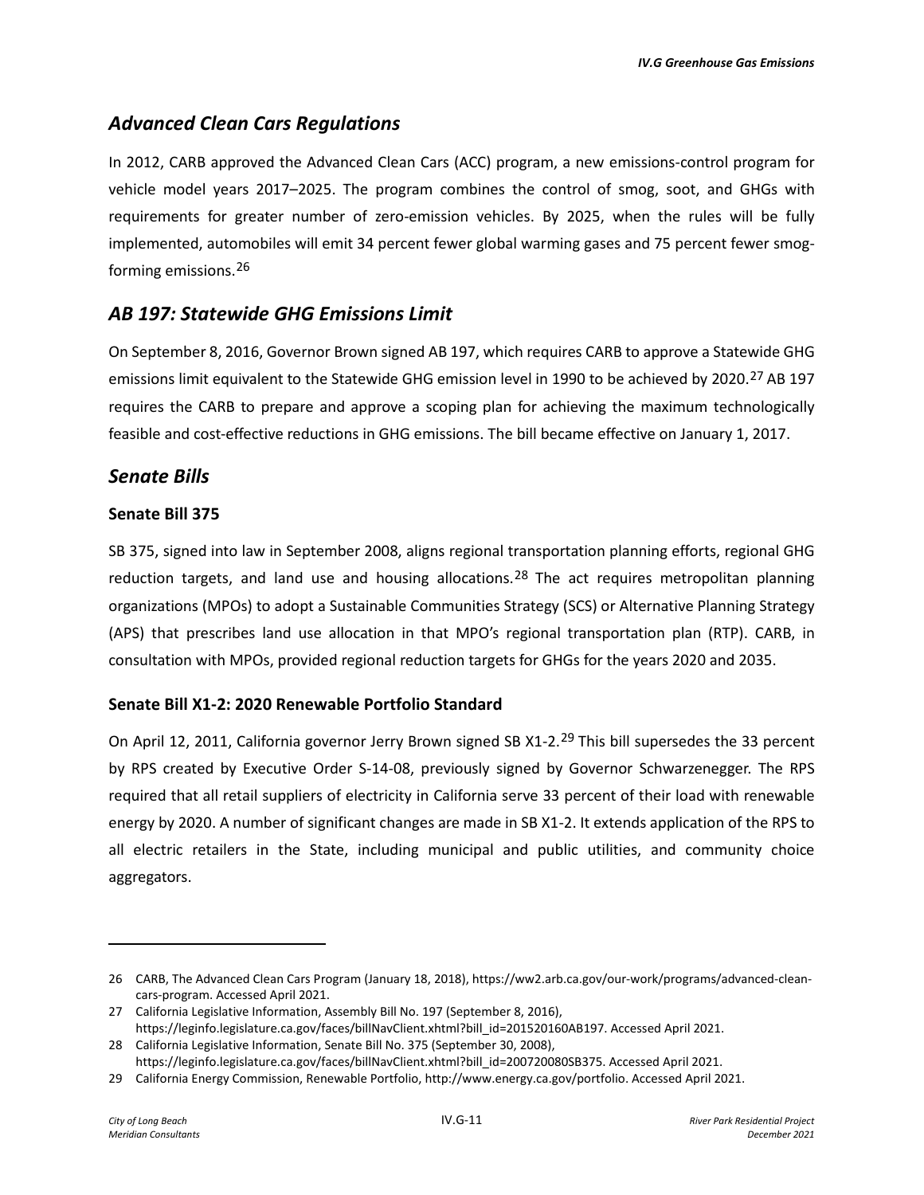## *Advanced Clean Cars Regulations*

In 2012, CARB approved the Advanced Clean Cars (ACC) program, a new emissions-control program for vehicle model years 2017–2025. The program combines the control of smog, soot, and GHGs with requirements for greater number of zero-emission vehicles. By 2025, when the rules will be fully implemented, automobiles will emit 34 percent fewer global warming gases and 75 percent fewer smog-forming emissions.[26]

## *AB 197: Statewide GHG Emissions Limit*

On September 8, 2016, Governor Brown signed AB 197, which requires CARB to approve a Statewide GHG emissions limit equivalent to the Statewide GHG emission level in 1990 to be achieved by 2020.[27] AB 197 requires the CARB to prepare and approve a scoping plan for achieving the maximum technologically feasible and cost-effective reductions in GHG emissions. The bill became effective on January 1, 2017.

## *Senate Bills*

### Senate Bill 375

SB 375, signed into law in September 2008, aligns regional transportation planning efforts, regional GHG reduction targets, and land use and housing allocations.[28] The act requires metropolitan planning organizations (MPOs) to adopt a Sustainable Communities Strategy (SCS) or Alternative Planning Strategy (APS) that prescribes land use allocation in that MPO's regional transportation plan (RTP). CARB, in consultation with MPOs, provided regional reduction targets for GHGs for the years 2020 and 2035.

### Senate Bill X1-2: 2020 Renewable Portfolio Standard

On April 12, 2011, California governor Jerry Brown signed SB X1-2.[29] This bill supersedes the 33 percent by RPS created by Executive Order S-14-08, previously signed by Governor Schwarzenegger. The RPS required that all retail suppliers of electricity in California serve 33 percent of their load with renewable energy by 2020. A number of significant changes are made in SB X1-2. It extends application of the RPS to all electric retailers in the State, including municipal and public utilities, and community choice aggregators.

---

26 CARB, The Advanced Clean Cars Program (January 18, 2018), https://ww2.arb.ca.gov/our-work/programs/advanced-clean-cars-program. Accessed April 2021.

27 California Legislative Information, Assembly Bill No. 197 (September 8, 2016), https://leginfo.legislature.ca.gov/faces/billNavClient.xhtml?bill_id=201520160AB197. Accessed April 2021.

28 California Legislative Information, Senate Bill No. 375 (September 30, 2008), https://leginfo.legislature.ca.gov/faces/billNavClient.xhtml?bill_id=200720080SB375. Accessed April 2021.

29 California Energy Commission, Renewable Portfolio, http://www.energy.ca.gov/portfolio. Accessed April 2021.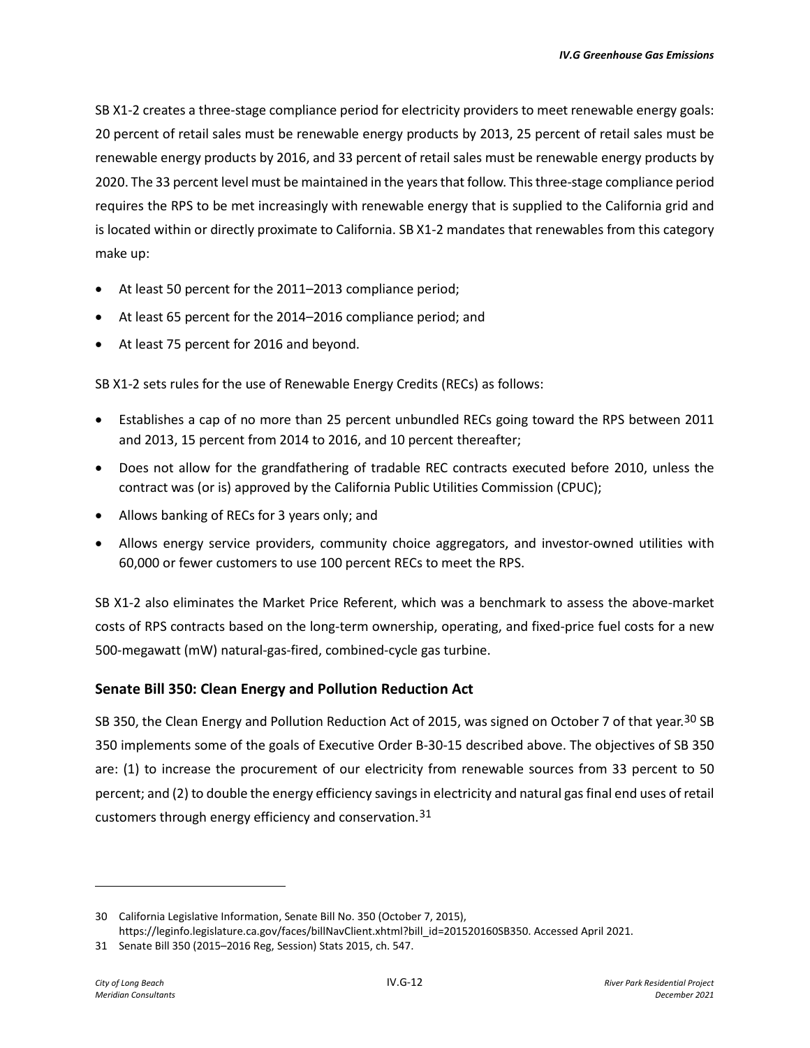SB X1-2 creates a three-stage compliance period for electricity providers to meet renewable energy goals: 20 percent of retail sales must be renewable energy products by 2013, 25 percent of retail sales must be renewable energy products by 2016, and 33 percent of retail sales must be renewable energy products by 2020. The 33 percent level must be maintained in the years that follow. This three-stage compliance period requires the RPS to be met increasingly with renewable energy that is supplied to the California grid and is located within or directly proximate to California. SB X1-2 mandates that renewables from this category make up:

- At least 50 percent for the 2011–2013 compliance period;
- At least 65 percent for the 2014–2016 compliance period; and
- At least 75 percent for 2016 and beyond.

SB X1-2 sets rules for the use of Renewable Energy Credits (RECs) as follows:

- Establishes a cap of no more than 25 percent unbundled RECs going toward the RPS between 2011 and 2013, 15 percent from 2014 to 2016, and 10 percent thereafter;
- Does not allow for the grandfathering of tradable REC contracts executed before 2010, unless the contract was (or is) approved by the California Public Utilities Commission (CPUC);
- Allows banking of RECs for 3 years only; and
- Allows energy service providers, community choice aggregators, and investor-owned utilities with 60,000 or fewer customers to use 100 percent RECs to meet the RPS.

SB X1-2 also eliminates the Market Price Referent, which was a benchmark to assess the above-market costs of RPS contracts based on the long-term ownership, operating, and fixed-price fuel costs for a new 500-megawatt (mW) natural-gas-fired, combined-cycle gas turbine.

### Senate Bill 350: Clean Energy and Pollution Reduction Act

SB 350, the Clean Energy and Pollution Reduction Act of 2015, was signed on October 7 of that year.[30] SB 350 implements some of the goals of Executive Order B-30-15 described above. The objectives of SB 350 are: (1) to increase the procurement of our electricity from renewable sources from 33 percent to 50 percent; and (2) to double the energy efficiency savings in electricity and natural gas final end uses of retail customers through energy efficiency and conservation.[31]

---

30 California Legislative Information, Senate Bill No. 350 (October 7, 2015), https://leginfo.legislature.ca.gov/faces/billNavClient.xhtml?bill_id=201520160SB350. Accessed April 2021.

31 Senate Bill 350 (2015–2016 Reg, Session) Stats 2015, ch. 547.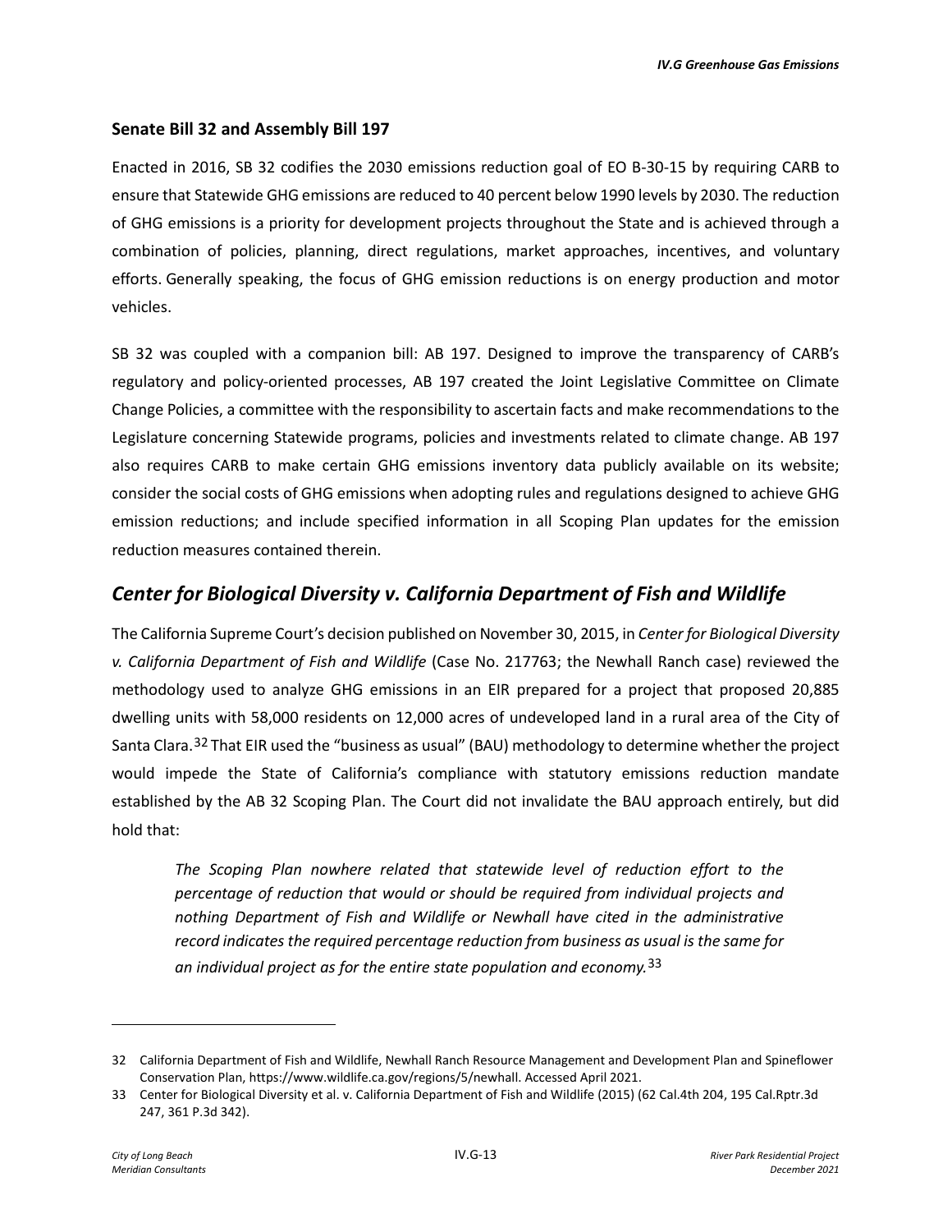### Senate Bill 32 and Assembly Bill 197

Enacted in 2016, SB 32 codifies the 2030 emissions reduction goal of EO B-30-15 by requiring CARB to ensure that Statewide GHG emissions are reduced to 40 percent below 1990 levels by 2030. The reduction of GHG emissions is a priority for development projects throughout the State and is achieved through a combination of policies, planning, direct regulations, market approaches, incentives, and voluntary efforts. Generally speaking, the focus of GHG emission reductions is on energy production and motor vehicles.

SB 32 was coupled with a companion bill: AB 197. Designed to improve the transparency of CARB's regulatory and policy-oriented processes, AB 197 created the Joint Legislative Committee on Climate Change Policies, a committee with the responsibility to ascertain facts and make recommendations to the Legislature concerning Statewide programs, policies and investments related to climate change. AB 197 also requires CARB to make certain GHG emissions inventory data publicly available on its website; consider the social costs of GHG emissions when adopting rules and regulations designed to achieve GHG emission reductions; and include specified information in all Scoping Plan updates for the emission reduction measures contained therein.

## *Center for Biological Diversity v. California Department of Fish and Wildlife*

The California Supreme Court's decision published on November 30, 2015, in *Center for Biological Diversity v. California Department of Fish and Wildlife* (Case No. 217763; the Newhall Ranch case) reviewed the methodology used to analyze GHG emissions in an EIR prepared for a project that proposed 20,885 dwelling units with 58,000 residents on 12,000 acres of undeveloped land in a rural area of the City of Santa Clara.[32] That EIR used the "business as usual" (BAU) methodology to determine whether the project would impede the State of California's compliance with statutory emissions reduction mandate established by the AB 32 Scoping Plan. The Court did not invalidate the BAU approach entirely, but did hold that:

> *The Scoping Plan nowhere related that statewide level of reduction effort to the percentage of reduction that would or should be required from individual projects and nothing Department of Fish and Wildlife or Newhall have cited in the administrative record indicates the required percentage reduction from business as usual is the same for an individual project as for the entire state population and economy.*[33]

---

32 California Department of Fish and Wildlife, Newhall Ranch Resource Management and Development Plan and Spineflower Conservation Plan, https://www.wildlife.ca.gov/regions/5/newhall. Accessed April 2021.

33 Center for Biological Diversity et al. v. California Department of Fish and Wildlife (2015) (62 Cal.4th 204, 195 Cal.Rptr.3d 247, 361 P.3d 342).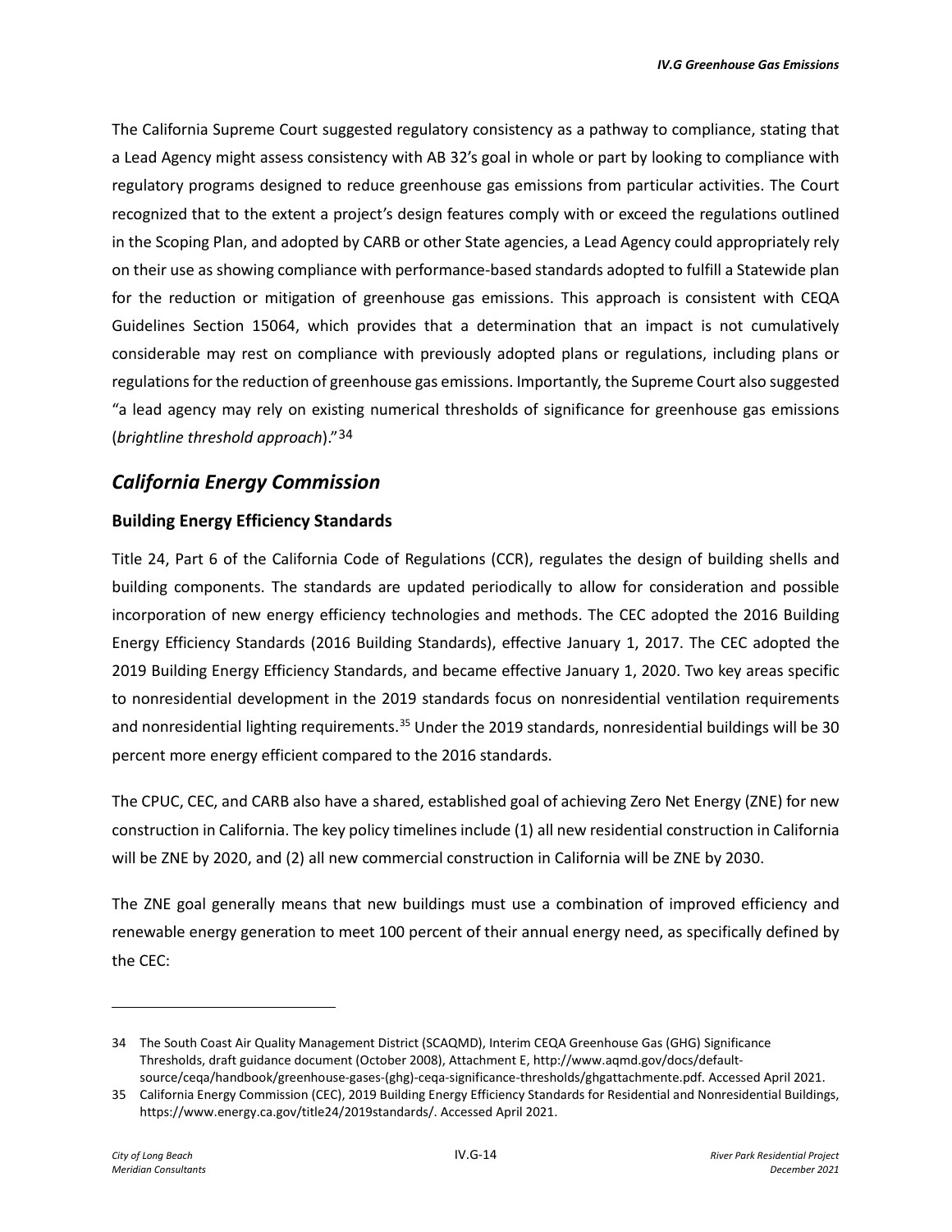The California Supreme Court suggested regulatory consistency as a pathway to compliance, stating that a Lead Agency might assess consistency with AB 32's goal in whole or part by looking to compliance with regulatory programs designed to reduce greenhouse gas emissions from particular activities. The Court recognized that to the extent a project's design features comply with or exceed the regulations outlined in the Scoping Plan, and adopted by CARB or other State agencies, a Lead Agency could appropriately rely on their use as showing compliance with performance-based standards adopted to fulfill a Statewide plan for the reduction or mitigation of greenhouse gas emissions. This approach is consistent with CEQA Guidelines Section 15064, which provides that a determination that an impact is not cumulatively considerable may rest on compliance with previously adopted plans or regulations, including plans or regulations for the reduction of greenhouse gas emissions. Importantly, the Supreme Court also suggested "a lead agency may rely on existing numerical thresholds of significance for greenhouse gas emissions (*brightline threshold approach*)."[34]

## *California Energy Commission*

### Building Energy Efficiency Standards

Title 24, Part 6 of the California Code of Regulations (CCR), regulates the design of building shells and building components. The standards are updated periodically to allow for consideration and possible incorporation of new energy efficiency technologies and methods. The CEC adopted the 2016 Building Energy Efficiency Standards (2016 Building Standards), effective January 1, 2017. The CEC adopted the 2019 Building Energy Efficiency Standards, and became effective January 1, 2020. Two key areas specific to nonresidential development in the 2019 standards focus on nonresidential ventilation requirements and nonresidential lighting requirements.[35] Under the 2019 standards, nonresidential buildings will be 30 percent more energy efficient compared to the 2016 standards.

The CPUC, CEC, and CARB also have a shared, established goal of achieving Zero Net Energy (ZNE) for new construction in California. The key policy timelines include (1) all new residential construction in California will be ZNE by 2020, and (2) all new commercial construction in California will be ZNE by 2030.

The ZNE goal generally means that new buildings must use a combination of improved efficiency and renewable energy generation to meet 100 percent of their annual energy need, as specifically defined by the CEC:

---

34 The South Coast Air Quality Management District (SCAQMD), Interim CEQA Greenhouse Gas (GHG) Significance Thresholds, draft guidance document (October 2008), Attachment E, http://www.aqmd.gov/docs/default-source/ceqa/handbook/greenhouse-gases-(ghg)-ceqa-significance-thresholds/ghgattachmente.pdf. Accessed April 2021.

35 California Energy Commission (CEC), 2019 Building Energy Efficiency Standards for Residential and Nonresidential Buildings, https://www.energy.ca.gov/title24/2019standards/. Accessed April 2021.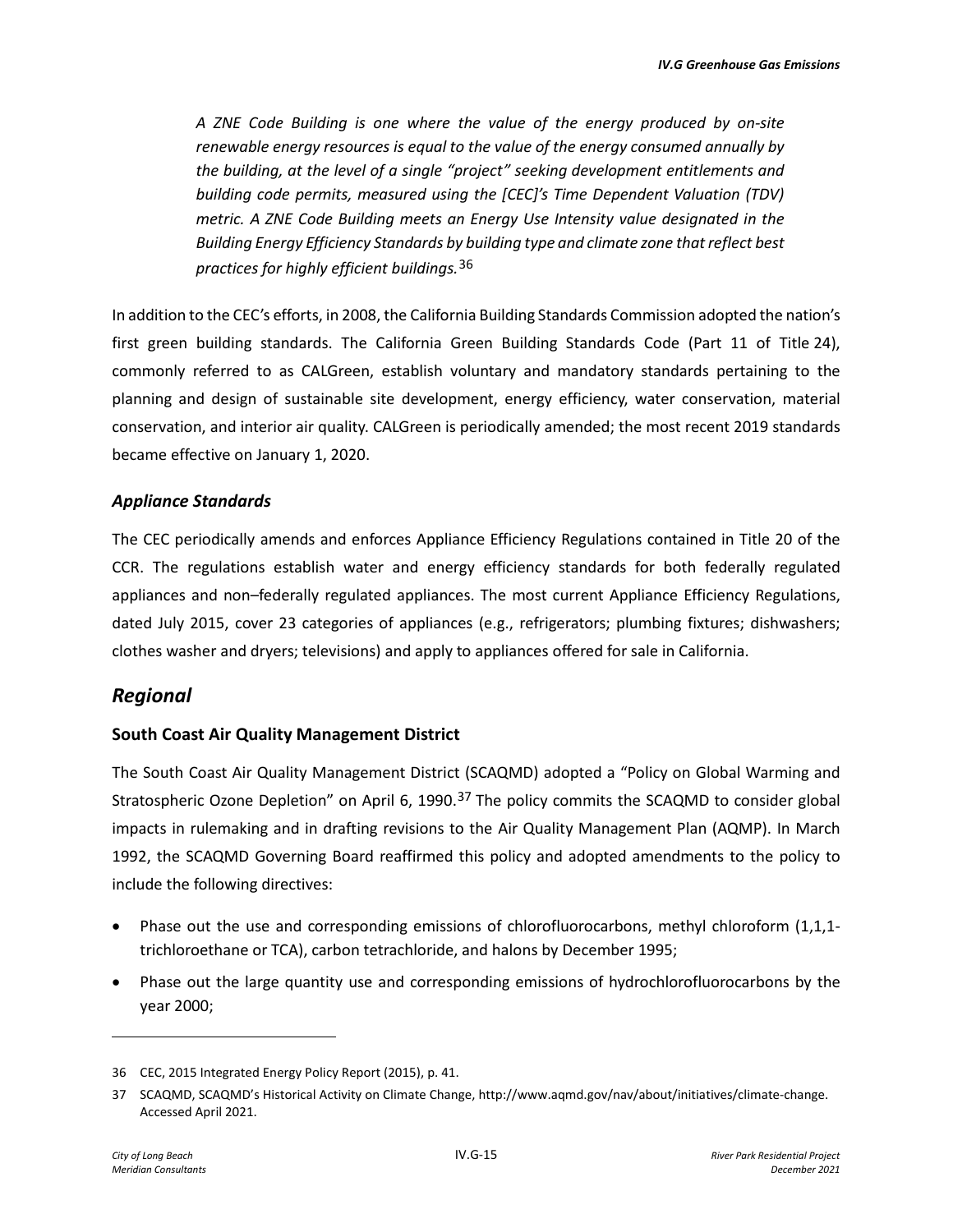*A ZNE Code Building is one where the value of the energy produced by on-site renewable energy resources is equal to the value of the energy consumed annually by the building, at the level of a single "project" seeking development entitlements and building code permits, measured using the [CEC]'s Time Dependent Valuation (TDV) metric. A ZNE Code Building meets an Energy Use Intensity value designated in the Building Energy Efficiency Standards by building type and climate zone that reflect best practices for highly efficient buildings.*[36]

In addition to the CEC's efforts, in 2008, the California Building Standards Commission adopted the nation's first green building standards. The California Green Building Standards Code (Part 11 of Title 24), commonly referred to as CALGreen, establish voluntary and mandatory standards pertaining to the planning and design of sustainable site development, energy efficiency, water conservation, material conservation, and interior air quality. CALGreen is periodically amended; the most recent 2019 standards became effective on January 1, 2020.

### *Appliance Standards*

The CEC periodically amends and enforces Appliance Efficiency Regulations contained in Title 20 of the CCR. The regulations establish water and energy efficiency standards for both federally regulated appliances and non–federally regulated appliances. The most current Appliance Efficiency Regulations, dated July 2015, cover 23 categories of appliances (e.g., refrigerators; plumbing fixtures; dishwashers; clothes washer and dryers; televisions) and apply to appliances offered for sale in California.

## *Regional*

### South Coast Air Quality Management District

The South Coast Air Quality Management District (SCAQMD) adopted a "Policy on Global Warming and Stratospheric Ozone Depletion" on April 6, 1990.[37] The policy commits the SCAQMD to consider global impacts in rulemaking and in drafting revisions to the Air Quality Management Plan (AQMP). In March 1992, the SCAQMD Governing Board reaffirmed this policy and adopted amendments to the policy to include the following directives:

- Phase out the use and corresponding emissions of chlorofluorocarbons, methyl chloroform (1,1,1-trichloroethane or TCA), carbon tetrachloride, and halons by December 1995;
- Phase out the large quantity use and corresponding emissions of hydrochlorofluorocarbons by the year 2000;

---

36 CEC, 2015 Integrated Energy Policy Report (2015), p. 41.

37 SCAQMD, SCAQMD's Historical Activity on Climate Change, http://www.aqmd.gov/nav/about/initiatives/climate-change. Accessed April 2021.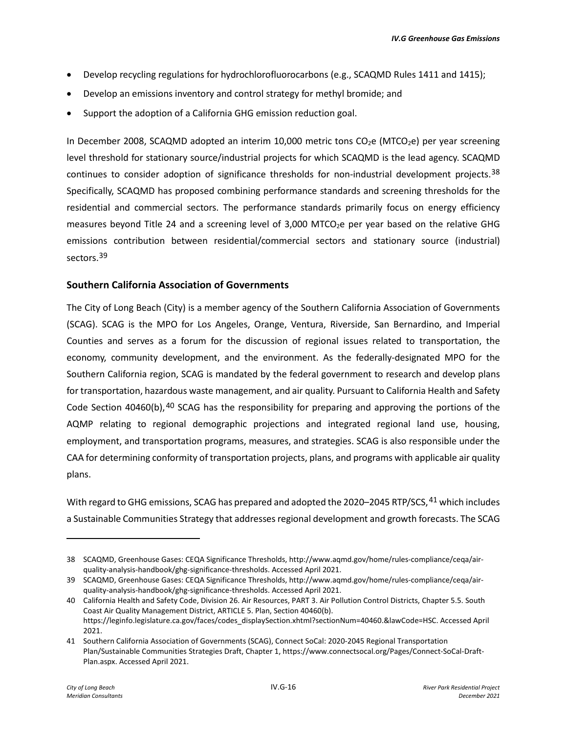- Develop recycling regulations for hydrochlorofluorocarbons (e.g., SCAQMD Rules 1411 and 1415);
- Develop an emissions inventory and control strategy for methyl bromide; and
- Support the adoption of a California GHG emission reduction goal.

In December 2008, SCAQMD adopted an interim 10,000 metric tons $CO_2e$ ($MTCO_2e$) per year screening level threshold for stationary source/industrial projects for which SCAQMD is the lead agency. SCAQMD continues to consider adoption of significance thresholds for non-industrial development projects.[38] Specifically, SCAQMD has proposed combining performance standards and screening thresholds for the residential and commercial sectors. The performance standards primarily focus on energy efficiency measures beyond Title 24 and a screening level of 3,000 $MTCO_2e$ per year based on the relative GHG emissions contribution between residential/commercial sectors and stationary source (industrial) sectors.[39]

### Southern California Association of Governments

The City of Long Beach (City) is a member agency of the Southern California Association of Governments (SCAG). SCAG is the MPO for Los Angeles, Orange, Ventura, Riverside, San Bernardino, and Imperial Counties and serves as a forum for the discussion of regional issues related to transportation, the economy, community development, and the environment. As the federally-designated MPO for the Southern California region, SCAG is mandated by the federal government to research and develop plans for transportation, hazardous waste management, and air quality. Pursuant to California Health and Safety Code Section 40460(b),[40] SCAG has the responsibility for preparing and approving the portions of the AQMP relating to regional demographic projections and integrated regional land use, housing, employment, and transportation programs, measures, and strategies. SCAG is also responsible under the CAA for determining conformity of transportation projects, plans, and programs with applicable air quality plans.

With regard to GHG emissions, SCAG has prepared and adopted the 2020–2045 RTP/SCS,[41] which includes a Sustainable Communities Strategy that addresses regional development and growth forecasts. The SCAG

---

38 SCAQMD, Greenhouse Gases: CEQA Significance Thresholds, http://www.aqmd.gov/home/rules-compliance/ceqa/air-quality-analysis-handbook/ghg-significance-thresholds. Accessed April 2021.

39 SCAQMD, Greenhouse Gases: CEQA Significance Thresholds, http://www.aqmd.gov/home/rules-compliance/ceqa/air-quality-analysis-handbook/ghg-significance-thresholds. Accessed April 2021.

40 California Health and Safety Code, Division 26. Air Resources, PART 3. Air Pollution Control Districts, Chapter 5.5. South Coast Air Quality Management District, ARTICLE 5. Plan, Section 40460(b). https://leginfo.legislature.ca.gov/faces/codes_displaySection.xhtml?sectionNum=40460.&lawCode=HSC. Accessed April 2021.

41 Southern California Association of Governments (SCAG), Connect SoCal: 2020-2045 Regional Transportation Plan/Sustainable Communities Strategies Draft, Chapter 1, https://www.connectsocal.org/Pages/Connect-SoCal-Draft-Plan.aspx. Accessed April 2021.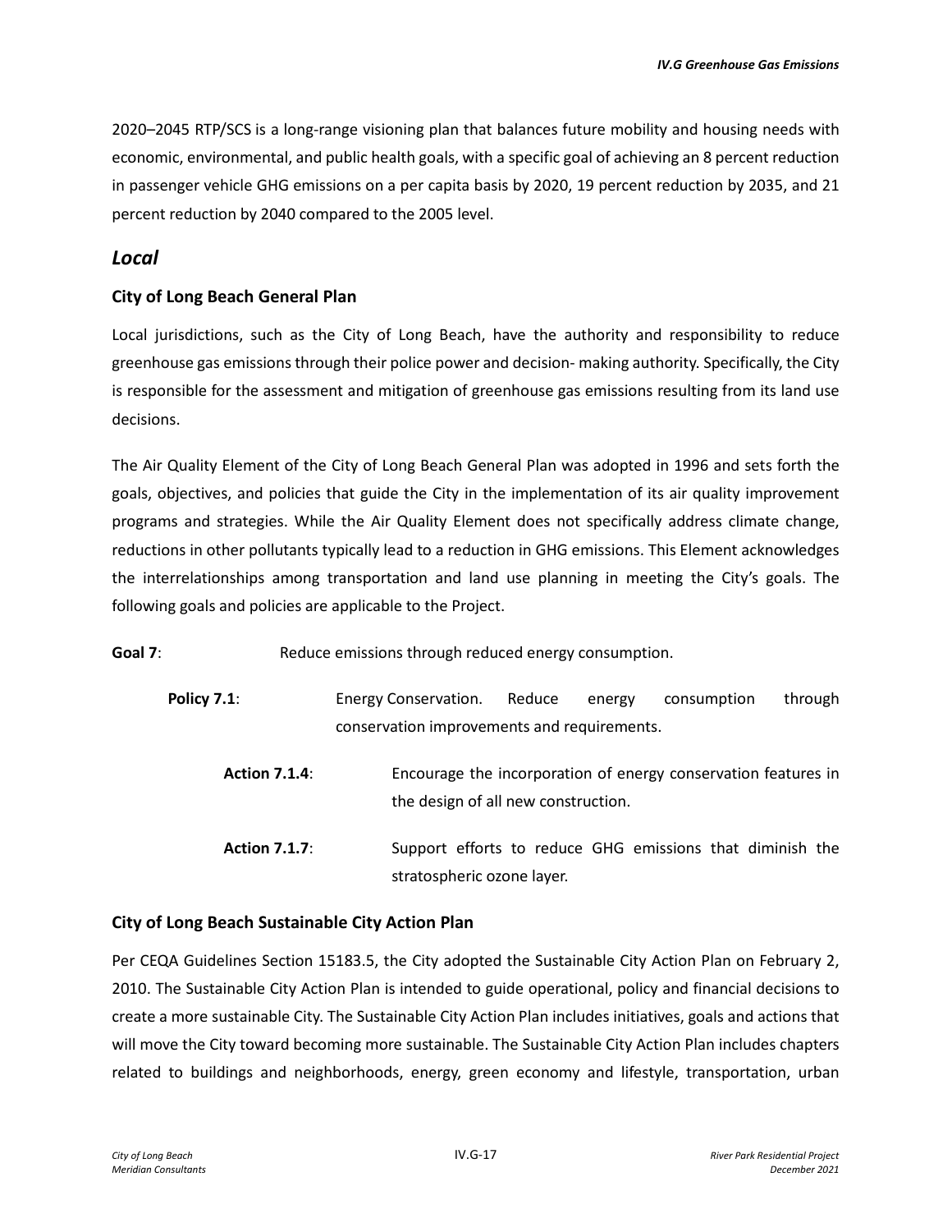2020–2045 RTP/SCS is a long-range visioning plan that balances future mobility and housing needs with economic, environmental, and public health goals, with a specific goal of achieving an 8 percent reduction in passenger vehicle GHG emissions on a per capita basis by 2020, 19 percent reduction by 2035, and 21 percent reduction by 2040 compared to the 2005 level.

## *Local*

### City of Long Beach General Plan

Local jurisdictions, such as the City of Long Beach, have the authority and responsibility to reduce greenhouse gas emissions through their police power and decision- making authority. Specifically, the City is responsible for the assessment and mitigation of greenhouse gas emissions resulting from its land use decisions.

The Air Quality Element of the City of Long Beach General Plan was adopted in 1996 and sets forth the goals, objectives, and policies that guide the City in the implementation of its air quality improvement programs and strategies. While the Air Quality Element does not specifically address climate change, reductions in other pollutants typically lead to a reduction in GHG emissions. This Element acknowledges the interrelationships among transportation and land use planning in meeting the City's goals. The following goals and policies are applicable to the Project.

**Goal 7**: Reduce emissions through reduced energy consumption.

**Policy 7.1**: Energy Conservation. Reduce energy consumption through conservation improvements and requirements.

**Action 7.1.4**: Encourage the incorporation of energy conservation features in the design of all new construction.

**Action 7.1.7**: Support efforts to reduce GHG emissions that diminish the stratospheric ozone layer.

### City of Long Beach Sustainable City Action Plan

Per CEQA Guidelines Section 15183.5, the City adopted the Sustainable City Action Plan on February 2, 2010. The Sustainable City Action Plan is intended to guide operational, policy and financial decisions to create a more sustainable City. The Sustainable City Action Plan includes initiatives, goals and actions that will move the City toward becoming more sustainable. The Sustainable City Action Plan includes chapters related to buildings and neighborhoods, energy, green economy and lifestyle, transportation, urban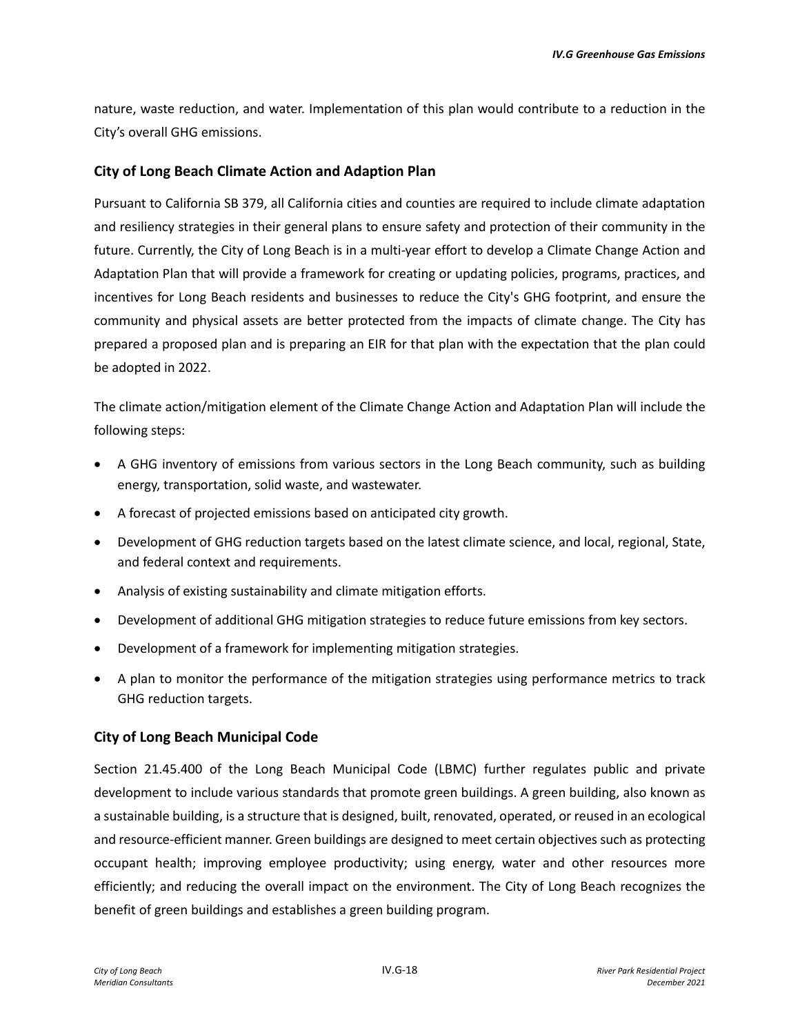nature, waste reduction, and water. Implementation of this plan would contribute to a reduction in the City's overall GHG emissions.

### City of Long Beach Climate Action and Adaption Plan

Pursuant to California SB 379, all California cities and counties are required to include climate adaptation and resiliency strategies in their general plans to ensure safety and protection of their community in the future. Currently, the City of Long Beach is in a multi-year effort to develop a Climate Change Action and Adaptation Plan that will provide a framework for creating or updating policies, programs, practices, and incentives for Long Beach residents and businesses to reduce the City's GHG footprint, and ensure the community and physical assets are better protected from the impacts of climate change. The City has prepared a proposed plan and is preparing an EIR for that plan with the expectation that the plan could be adopted in 2022.

The climate action/mitigation element of the Climate Change Action and Adaptation Plan will include the following steps:

- A GHG inventory of emissions from various sectors in the Long Beach community, such as building energy, transportation, solid waste, and wastewater.
- A forecast of projected emissions based on anticipated city growth.
- Development of GHG reduction targets based on the latest climate science, and local, regional, State, and federal context and requirements.
- Analysis of existing sustainability and climate mitigation efforts.
- Development of additional GHG mitigation strategies to reduce future emissions from key sectors.
- Development of a framework for implementing mitigation strategies.
- A plan to monitor the performance of the mitigation strategies using performance metrics to track GHG reduction targets.

### City of Long Beach Municipal Code

Section 21.45.400 of the Long Beach Municipal Code (LBMC) further regulates public and private development to include various standards that promote green buildings. A green building, also known as a sustainable building, is a structure that is designed, built, renovated, operated, or reused in an ecological and resource-efficient manner. Green buildings are designed to meet certain objectives such as protecting occupant health; improving employee productivity; using energy, water and other resources more efficiently; and reducing the overall impact on the environment. The City of Long Beach recognizes the benefit of green buildings and establishes a green building program.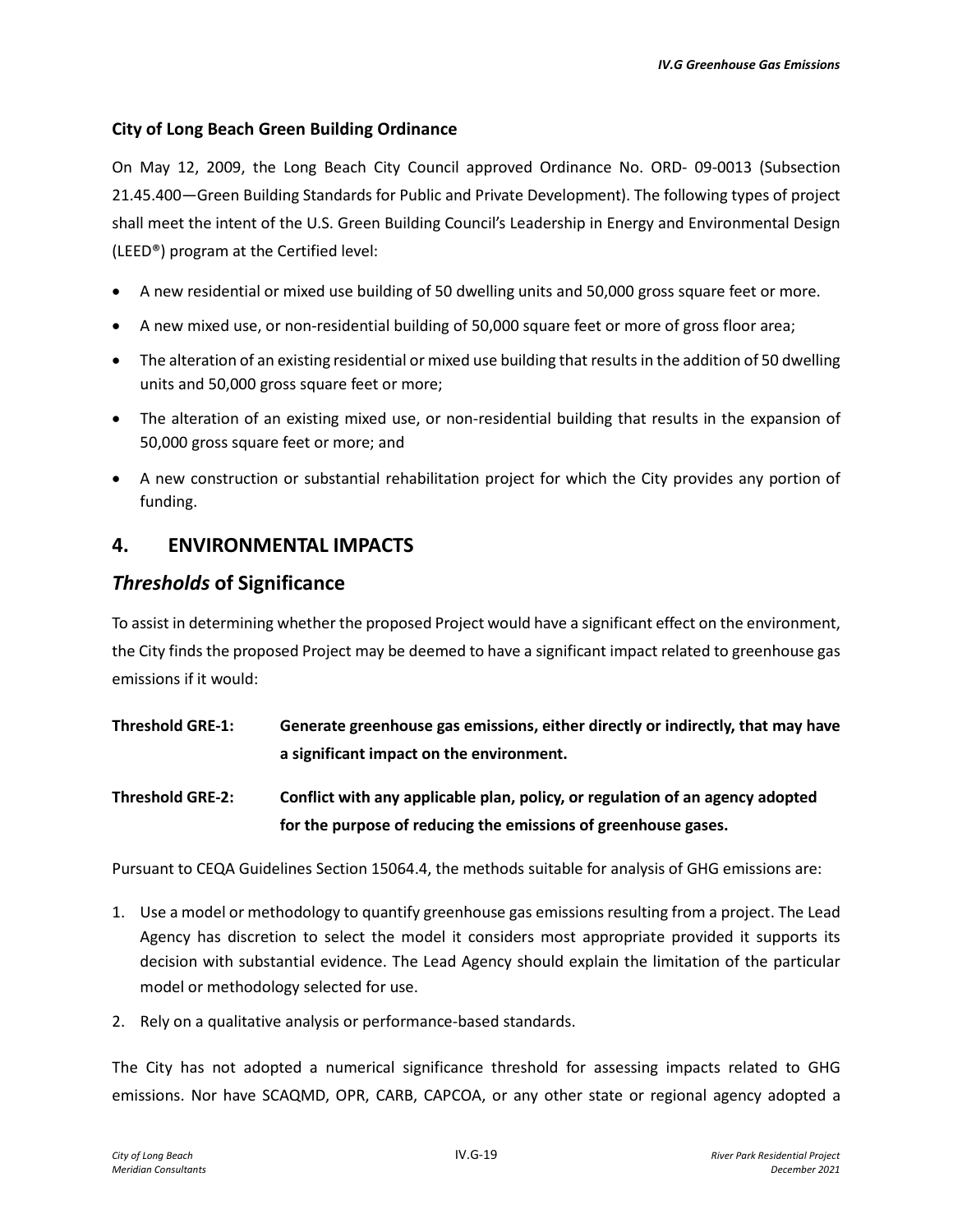### City of Long Beach Green Building Ordinance

On May 12, 2009, the Long Beach City Council approved Ordinance No. ORD- 09-0013 (Subsection 21.45.400—Green Building Standards for Public and Private Development). The following types of project shall meet the intent of the U.S. Green Building Council's Leadership in Energy and Environmental Design (LEED®) program at the Certified level:

- A new residential or mixed use building of 50 dwelling units and 50,000 gross square feet or more.
- A new mixed use, or non-residential building of 50,000 square feet or more of gross floor area;
- The alteration of an existing residential or mixed use building that results in the addition of 50 dwelling units and 50,000 gross square feet or more;
- The alteration of an existing mixed use, or non-residential building that results in the expansion of 50,000 gross square feet or more; and
- A new construction or substantial rehabilitation project for which the City provides any portion of funding.

## 4. ENVIRONMENTAL IMPACTS

## *Thresholds* of Significance

To assist in determining whether the proposed Project would have a significant effect on the environment, the City finds the proposed Project may be deemed to have a significant impact related to greenhouse gas emissions if it would:

**Threshold GRE-1: Generate greenhouse gas emissions, either directly or indirectly, that may have a significant impact on the environment.**

**Threshold GRE-2: Conflict with any applicable plan, policy, or regulation of an agency adopted for the purpose of reducing the emissions of greenhouse gases.**

Pursuant to CEQA Guidelines Section 15064.4, the methods suitable for analysis of GHG emissions are:

1. Use a model or methodology to quantify greenhouse gas emissions resulting from a project. The Lead Agency has discretion to select the model it considers most appropriate provided it supports its decision with substantial evidence. The Lead Agency should explain the limitation of the particular model or methodology selected for use.
2. Rely on a qualitative analysis or performance-based standards.

The City has not adopted a numerical significance threshold for assessing impacts related to GHG emissions. Nor have SCAQMD, OPR, CARB, CAPCOA, or any other state or regional agency adopted a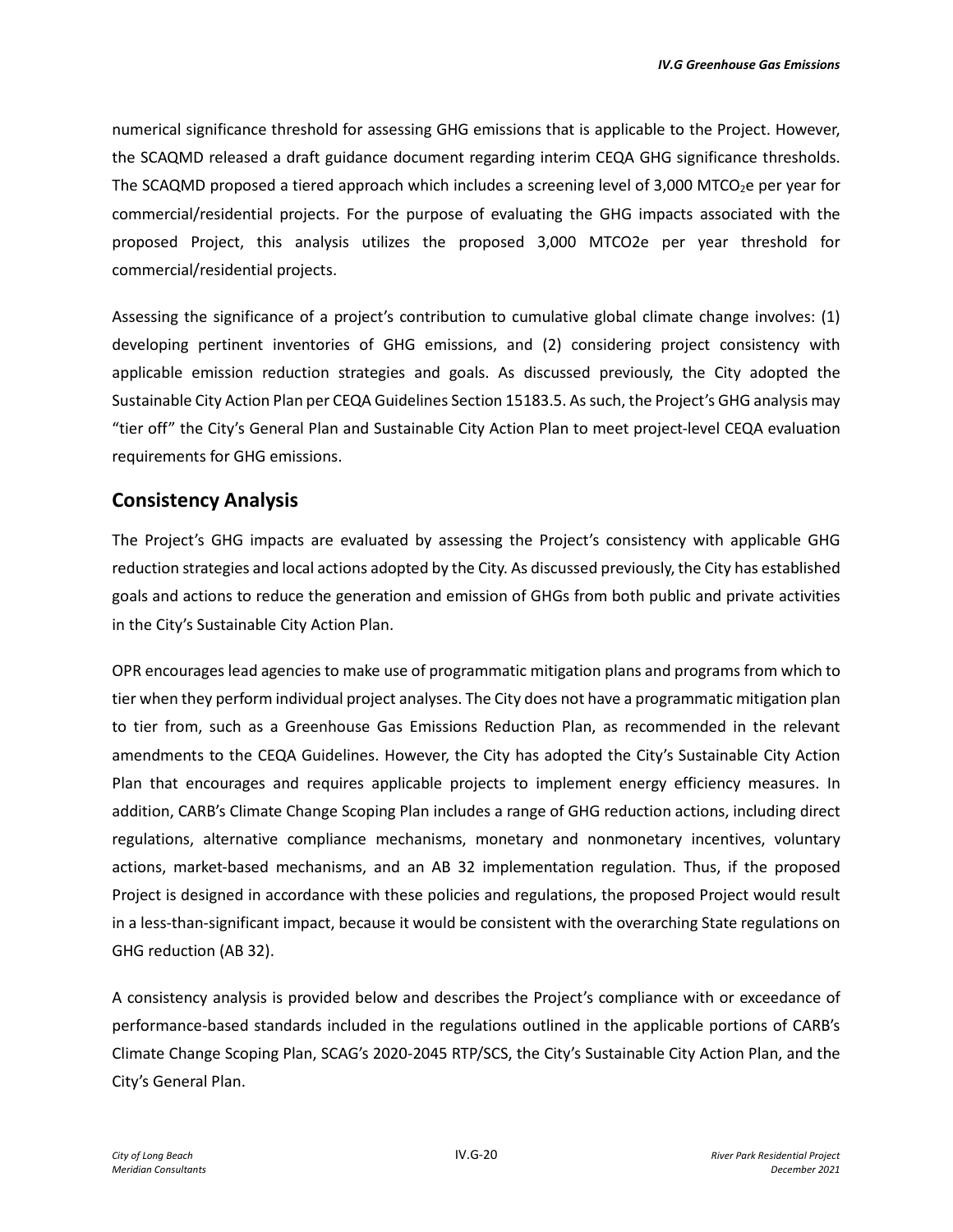numerical significance threshold for assessing GHG emissions that is applicable to the Project. However, the SCAQMD released a draft guidance document regarding interim CEQA GHG significance thresholds. The SCAQMD proposed a tiered approach which includes a screening level of 3,000 $MTCO_2e$ per year for commercial/residential projects. For the purpose of evaluating the GHG impacts associated with the proposed Project, this analysis utilizes the proposed 3,000 MTCO2e per year threshold for commercial/residential projects.

Assessing the significance of a project's contribution to cumulative global climate change involves: (1) developing pertinent inventories of GHG emissions, and (2) considering project consistency with applicable emission reduction strategies and goals. As discussed previously, the City adopted the Sustainable City Action Plan per CEQA Guidelines Section 15183.5. As such, the Project's GHG analysis may "tier off" the City's General Plan and Sustainable City Action Plan to meet project-level CEQA evaluation requirements for GHG emissions.

## Consistency Analysis

The Project's GHG impacts are evaluated by assessing the Project's consistency with applicable GHG reduction strategies and local actions adopted by the City. As discussed previously, the City has established goals and actions to reduce the generation and emission of GHGs from both public and private activities in the City's Sustainable City Action Plan.

OPR encourages lead agencies to make use of programmatic mitigation plans and programs from which to tier when they perform individual project analyses. The City does not have a programmatic mitigation plan to tier from, such as a Greenhouse Gas Emissions Reduction Plan, as recommended in the relevant amendments to the CEQA Guidelines. However, the City has adopted the City's Sustainable City Action Plan that encourages and requires applicable projects to implement energy efficiency measures. In addition, CARB's Climate Change Scoping Plan includes a range of GHG reduction actions, including direct regulations, alternative compliance mechanisms, monetary and nonmonetary incentives, voluntary actions, market-based mechanisms, and an AB 32 implementation regulation. Thus, if the proposed Project is designed in accordance with these policies and regulations, the proposed Project would result in a less-than-significant impact, because it would be consistent with the overarching State regulations on GHG reduction (AB 32).

A consistency analysis is provided below and describes the Project's compliance with or exceedance of performance-based standards included in the regulations outlined in the applicable portions of CARB's Climate Change Scoping Plan, SCAG's 2020-2045 RTP/SCS, the City's Sustainable City Action Plan, and the City's General Plan.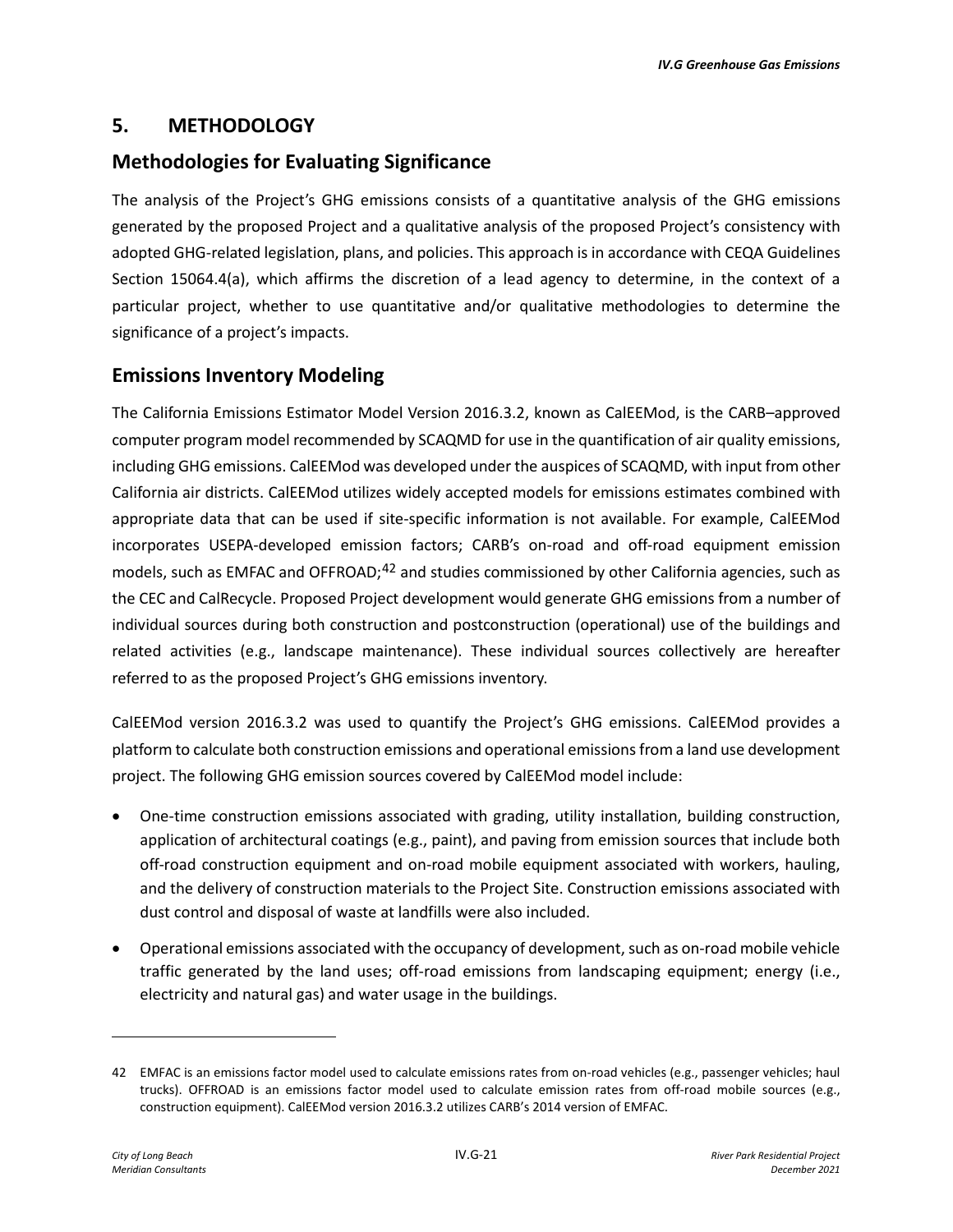## 5. METHODOLOGY

### Methodologies for Evaluating Significance

The analysis of the Project's GHG emissions consists of a quantitative analysis of the GHG emissions generated by the proposed Project and a qualitative analysis of the proposed Project's consistency with adopted GHG-related legislation, plans, and policies. This approach is in accordance with CEQA Guidelines Section 15064.4(a), which affirms the discretion of a lead agency to determine, in the context of a particular project, whether to use quantitative and/or qualitative methodologies to determine the significance of a project's impacts.

### Emissions Inventory Modeling

The California Emissions Estimator Model Version 2016.3.2, known as CalEEMod, is the CARB–approved computer program model recommended by SCAQMD for use in the quantification of air quality emissions, including GHG emissions. CalEEMod was developed under the auspices of SCAQMD, with input from other California air districts. CalEEMod utilizes widely accepted models for emissions estimates combined with appropriate data that can be used if site-specific information is not available. For example, CalEEMod incorporates USEPA-developed emission factors; CARB's on-road and off-road equipment emission models, such as EMFAC and OFFROAD;[42] and studies commissioned by other California agencies, such as the CEC and CalRecycle. Proposed Project development would generate GHG emissions from a number of individual sources during both construction and postconstruction (operational) use of the buildings and related activities (e.g., landscape maintenance). These individual sources collectively are hereafter referred to as the proposed Project's GHG emissions inventory.

CalEEMod version 2016.3.2 was used to quantify the Project's GHG emissions. CalEEMod provides a platform to calculate both construction emissions and operational emissions from a land use development project. The following GHG emission sources covered by CalEEMod model include:

- One-time construction emissions associated with grading, utility installation, building construction, application of architectural coatings (e.g., paint), and paving from emission sources that include both off-road construction equipment and on-road mobile equipment associated with workers, hauling, and the delivery of construction materials to the Project Site. Construction emissions associated with dust control and disposal of waste at landfills were also included.
- Operational emissions associated with the occupancy of development, such as on-road mobile vehicle traffic generated by the land uses; off-road emissions from landscaping equipment; energy (i.e., electricity and natural gas) and water usage in the buildings.

---

42 EMFAC is an emissions factor model used to calculate emissions rates from on-road vehicles (e.g., passenger vehicles; haul trucks). OFFROAD is an emissions factor model used to calculate emission rates from off-road mobile sources (e.g., construction equipment). CalEEMod version 2016.3.2 utilizes CARB's 2014 version of EMFAC.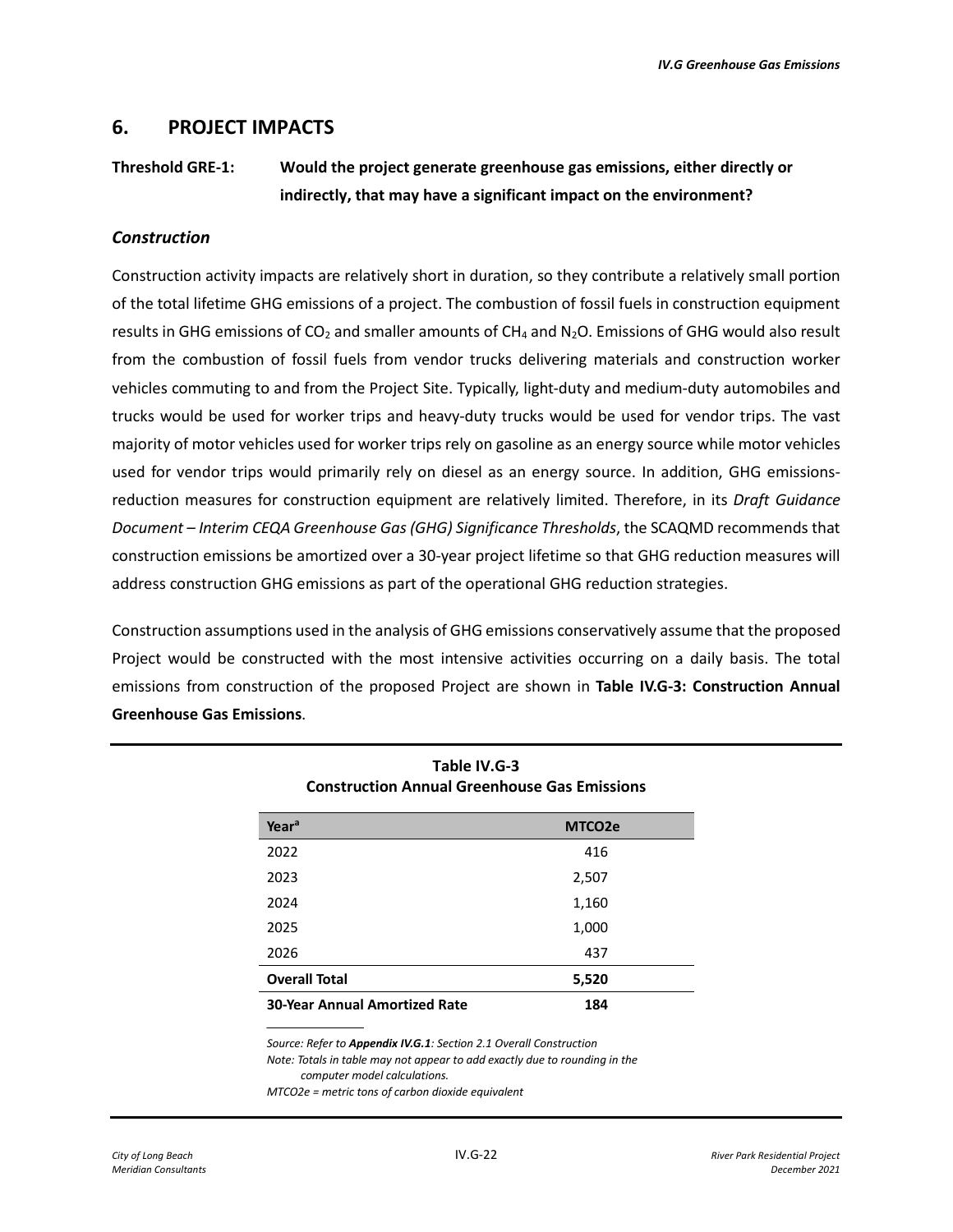## 6. PROJECT IMPACTS

**Threshold GRE-1: Would the project generate greenhouse gas emissions, either directly or indirectly, that may have a significant impact on the environment?**

### *Construction*

Construction activity impacts are relatively short in duration, so they contribute a relatively small portion of the total lifetime GHG emissions of a project. The combustion of fossil fuels in construction equipment results in GHG emissions of $CO_2$ and smaller amounts of $CH_4$ and $N_2O$. Emissions of GHG would also result from the combustion of fossil fuels from vendor trucks delivering materials and construction worker vehicles commuting to and from the Project Site. Typically, light-duty and medium-duty automobiles and trucks would be used for worker trips and heavy-duty trucks would be used for vendor trips. The vast majority of motor vehicles used for worker trips rely on gasoline as an energy source while motor vehicles used for vendor trips would primarily rely on diesel as an energy source. In addition, GHG emissions-reduction measures for construction equipment are relatively limited. Therefore, in its *Draft Guidance Document – Interim CEQA Greenhouse Gas (GHG) Significance Thresholds*, the SCAQMD recommends that construction emissions be amortized over a 30-year project lifetime so that GHG reduction measures will address construction GHG emissions as part of the operational GHG reduction strategies.

Construction assumptions used in the analysis of GHG emissions conservatively assume that the proposed Project would be constructed with the most intensive activities occurring on a daily basis. The total emissions from construction of the proposed Project are shown in **Table IV.G-3: Construction Annual Greenhouse Gas Emissions**.

**Table IV.G-3**
**Construction Annual Greenhouse Gas Emissions**

| Year[a] | MTCO2e |
|---|---|
| 2022 | 416 |
| 2023 | 2,507 |
| 2024 | 1,160 |
| 2025 | 1,000 |
| 2026 | 437 |
| **Overall Total** | **5,520** |
| **30-Year Annual Amortized Rate** | **184** |

*Source: Refer to* ***Appendix IV.G.1****: Section 2.1 Overall Construction*
*Note: Totals in table may not appear to add exactly due to rounding in the computer model calculations.*
*MTCO2e = metric tons of carbon dioxide equivalent*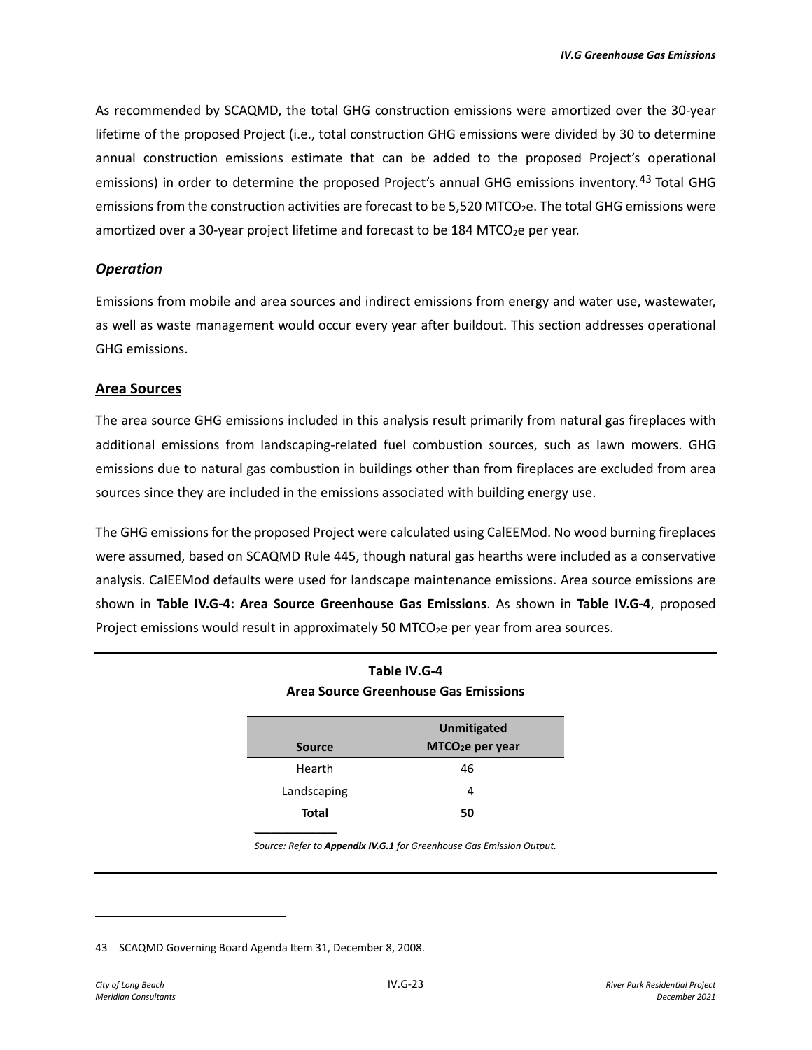As recommended by SCAQMD, the total GHG construction emissions were amortized over the 30-year lifetime of the proposed Project (i.e., total construction GHG emissions were divided by 30 to determine annual construction emissions estimate that can be added to the proposed Project's operational emissions) in order to determine the proposed Project's annual GHG emissions inventory.[43] Total GHG emissions from the construction activities are forecast to be 5,520 $MTCO_2e$. The total GHG emissions were amortized over a 30-year project lifetime and forecast to be 184 $MTCO_2e$ per year.

### *Operation*

Emissions from mobile and area sources and indirect emissions from energy and water use, wastewater, as well as waste management would occur every year after buildout. This section addresses operational GHG emissions.

#### Area Sources

The area source GHG emissions included in this analysis result primarily from natural gas fireplaces with additional emissions from landscaping-related fuel combustion sources, such as lawn mowers. GHG emissions due to natural gas combustion in buildings other than from fireplaces are excluded from area sources since they are included in the emissions associated with building energy use.

The GHG emissions for the proposed Project were calculated using CalEEMod. No wood burning fireplaces were assumed, based on SCAQMD Rule 445, though natural gas hearths were included as a conservative analysis. CalEEMod defaults were used for landscape maintenance emissions. Area source emissions are shown in **Table IV.G-4: Area Source Greenhouse Gas Emissions**. As shown in **Table IV.G-4**, proposed Project emissions would result in approximately 50 $MTCO_2e$ per year from area sources.

**Table IV.G-4**
**Area Source Greenhouse Gas Emissions**

| Source | Unmitigated $MTCO_2e$ per year |
|---|---|
| Hearth | 46 |
| Landscaping | 4 |
| **Total** | **50** |

*Source: Refer to **Appendix IV.G.1** for Greenhouse Gas Emission Output.*

43 SCAQMD Governing Board Agenda Item 31, December 8, 2008.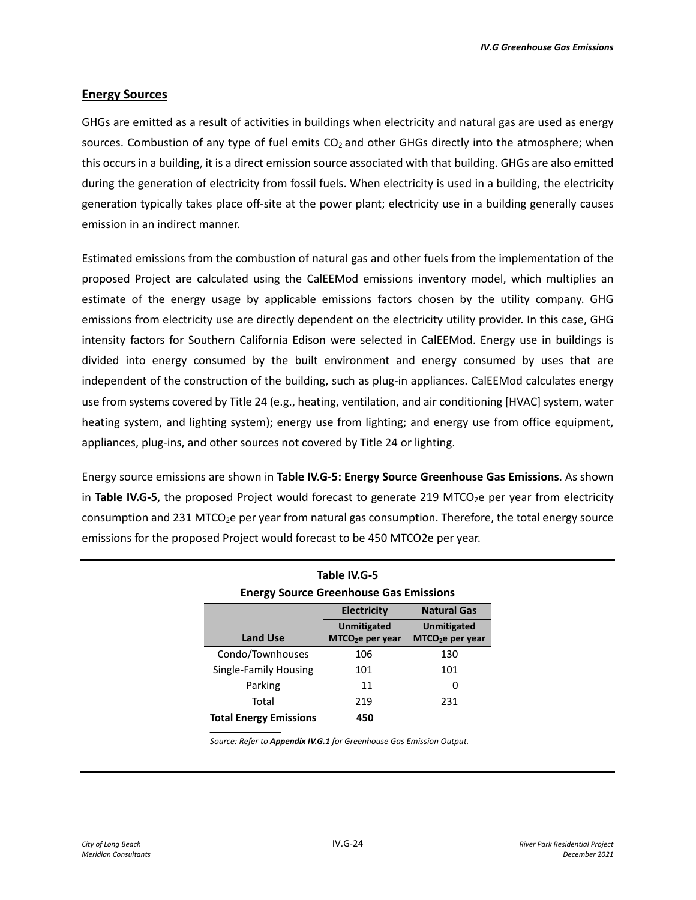## Energy Sources

GHGs are emitted as a result of activities in buildings when electricity and natural gas are used as energy sources. Combustion of any type of fuel emits $CO_2$ and other GHGs directly into the atmosphere; when this occurs in a building, it is a direct emission source associated with that building. GHGs are also emitted during the generation of electricity from fossil fuels. When electricity is used in a building, the electricity generation typically takes place off-site at the power plant; electricity use in a building generally causes emission in an indirect manner.

Estimated emissions from the combustion of natural gas and other fuels from the implementation of the proposed Project are calculated using the CalEEMod emissions inventory model, which multiplies an estimate of the energy usage by applicable emissions factors chosen by the utility company. GHG emissions from electricity use are directly dependent on the electricity utility provider. In this case, GHG intensity factors for Southern California Edison were selected in CalEEMod. Energy use in buildings is divided into energy consumed by the built environment and energy consumed by uses that are independent of the construction of the building, such as plug-in appliances. CalEEMod calculates energy use from systems covered by Title 24 (e.g., heating, ventilation, and air conditioning [HVAC] system, water heating system, and lighting system); energy use from lighting; and energy use from office equipment, appliances, plug-ins, and other sources not covered by Title 24 or lighting.

Energy source emissions are shown in **Table IV.G-5: Energy Source Greenhouse Gas Emissions**. As shown in **Table IV.G-5**, the proposed Project would forecast to generate 219 $MTCO_2e$ per year from electricity consumption and 231 $MTCO_2e$ per year from natural gas consumption. Therefore, the total energy source emissions for the proposed Project would forecast to be 450 MTCO2e per year.

**Table IV.G-5**
**Energy Source Greenhouse Gas Emissions**

| | Electricity | Natural Gas |
|---|---|---|
| **Land Use** | **Unmitigated $MTCO_2e$ per year** | **Unmitigated $MTCO_2e$ per year** |
| Condo/Townhouses | 106 | 130 |
| Single-Family Housing | 101 | 101 |
| Parking | 11 | 0 |
| Total | 219 | 231 |
| **Total Energy Emissions** | **450** | |

*Source: Refer to **Appendix IV.G.1** for Greenhouse Gas Emission Output.*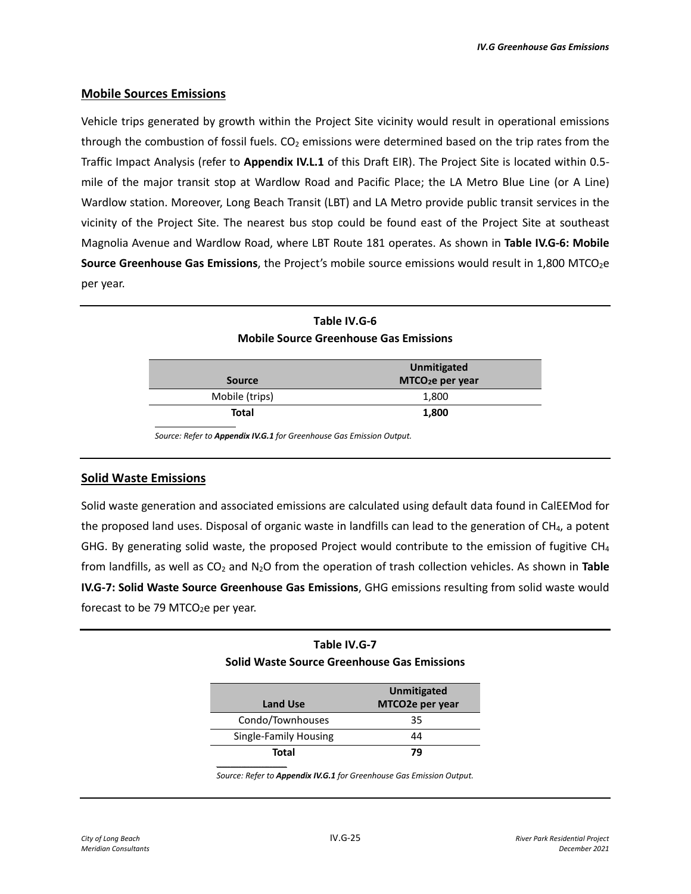### Mobile Sources Emissions

Vehicle trips generated by growth within the Project Site vicinity would result in operational emissions through the combustion of fossil fuels. $CO_2$ emissions were determined based on the trip rates from the Traffic Impact Analysis (refer to **Appendix IV.L.1** of this Draft EIR). The Project Site is located within 0.5-mile of the major transit stop at Wardlow Road and Pacific Place; the LA Metro Blue Line (or A Line) Wardlow station. Moreover, Long Beach Transit (LBT) and LA Metro provide public transit services in the vicinity of the Project Site. The nearest bus stop could be found east of the Project Site at southeast Magnolia Avenue and Wardlow Road, where LBT Route 181 operates. As shown in **Table IV.G-6: Mobile Source Greenhouse Gas Emissions**, the Project's mobile source emissions would result in 1,800 $MTCO_2e$ per year.

**Table IV.G-6**
**Mobile Source Greenhouse Gas Emissions**

| Source | Unmitigated $MTCO_2e$ per year |
|---|---|
| Mobile (trips) | 1,800 |
| **Total** | **1,800** |

*Source: Refer to **Appendix IV.G.1** for Greenhouse Gas Emission Output.*

### Solid Waste Emissions

Solid waste generation and associated emissions are calculated using default data found in CalEEMod for the proposed land uses. Disposal of organic waste in landfills can lead to the generation of $CH_4$, a potent GHG. By generating solid waste, the proposed Project would contribute to the emission of fugitive $CH_4$ from landfills, as well as $CO_2$ and $N_2O$ from the operation of trash collection vehicles. As shown in **Table IV.G-7: Solid Waste Source Greenhouse Gas Emissions**, GHG emissions resulting from solid waste would forecast to be 79 $MTCO_2e$ per year.

**Table IV.G-7**
**Solid Waste Source Greenhouse Gas Emissions**

| Land Use | Unmitigated MTCO2e per year |
|---|---|
| Condo/Townhouses | 35 |
| Single-Family Housing | 44 |
| **Total** | **79** |

*Source: Refer to **Appendix IV.G.1** for Greenhouse Gas Emission Output.*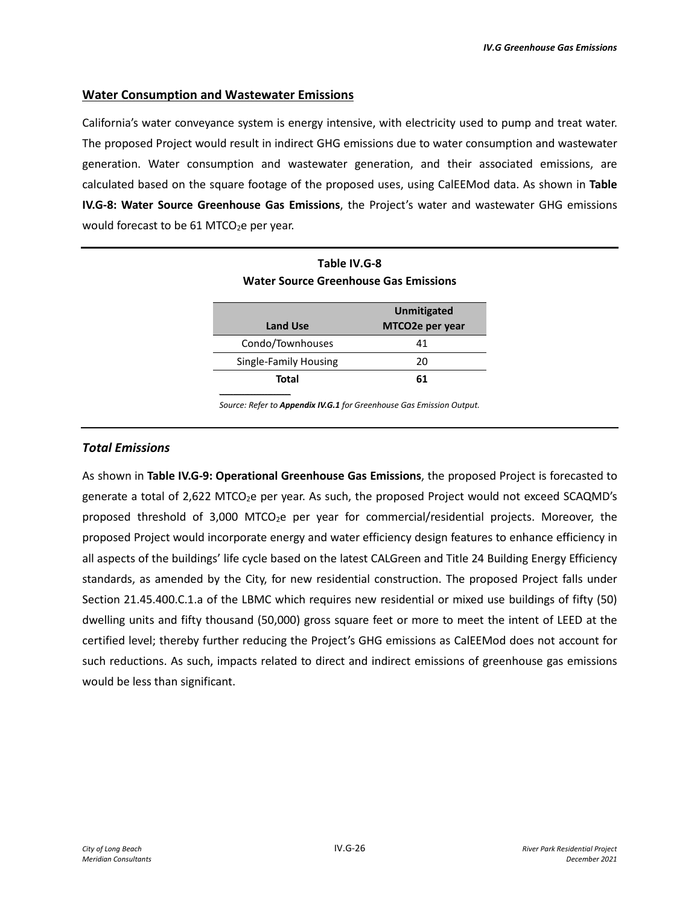## Water Consumption and Wastewater Emissions

California's water conveyance system is energy intensive, with electricity used to pump and treat water. The proposed Project would result in indirect GHG emissions due to water consumption and wastewater generation. Water consumption and wastewater generation, and their associated emissions, are calculated based on the square footage of the proposed uses, using CalEEMod data. As shown in **Table IV.G-8: Water Source Greenhouse Gas Emissions**, the Project's water and wastewater GHG emissions would forecast to be 61 $MTCO_2e$ per year.

**Table IV.G-8**
**Water Source Greenhouse Gas Emissions**

| Land Use | Unmitigated MTCO2e per year |
|---|---|
| Condo/Townhouses | 41 |
| Single-Family Housing | 20 |
| **Total** | **61** |

*Source: Refer to **Appendix IV.G.1** for Greenhouse Gas Emission Output.*

### *Total Emissions*

As shown in **Table IV.G-9: Operational Greenhouse Gas Emissions**, the proposed Project is forecasted to generate a total of 2,622 $MTCO_2e$ per year. As such, the proposed Project would not exceed SCAQMD's proposed threshold of 3,000 $MTCO_2e$ per year for commercial/residential projects. Moreover, the proposed Project would incorporate energy and water efficiency design features to enhance efficiency in all aspects of the buildings' life cycle based on the latest CALGreen and Title 24 Building Energy Efficiency standards, as amended by the City, for new residential construction. The proposed Project falls under Section 21.45.400.C.1.a of the LBMC which requires new residential or mixed use buildings of fifty (50) dwelling units and fifty thousand (50,000) gross square feet or more to meet the intent of LEED at the certified level; thereby further reducing the Project's GHG emissions as CalEEMod does not account for such reductions. As such, impacts related to direct and indirect emissions of greenhouse gas emissions would be less than significant.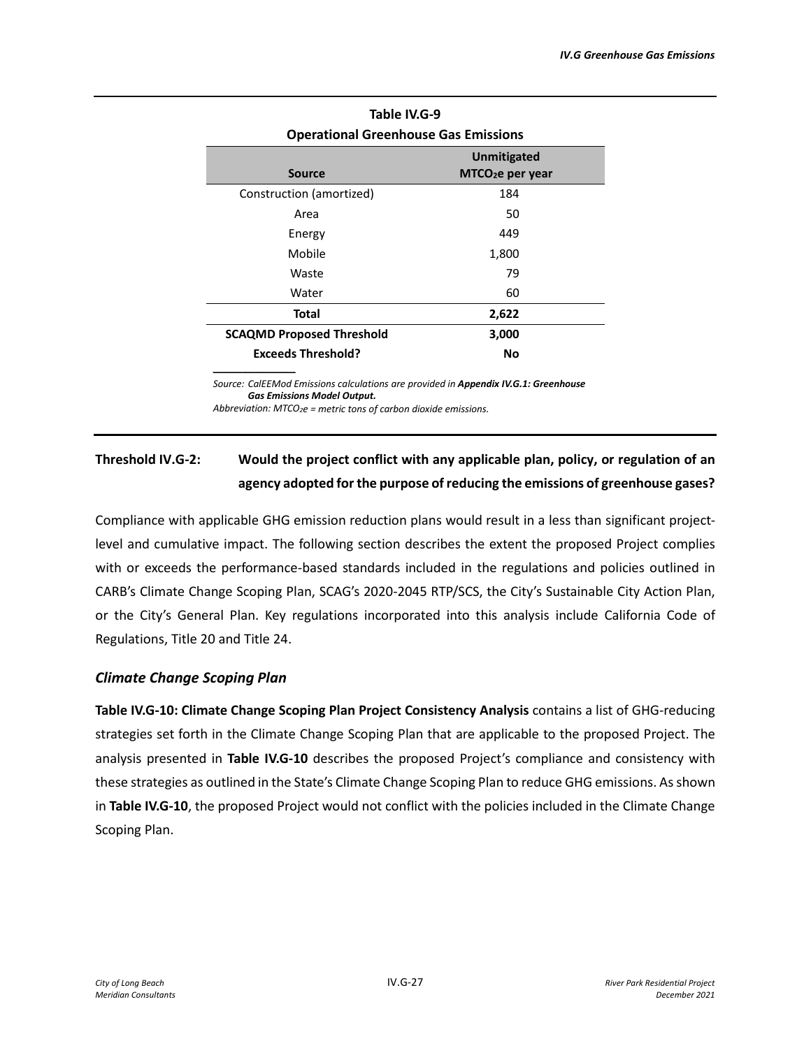**Table IV.G-9**
**Operational Greenhouse Gas Emissions**

| Source | Unmitigated $MTCO_2e$ per year |
|---|---|
| Construction (amortized) | 184 |
| Area | 50 |
| Energy | 449 |
| Mobile | 1,800 |
| Waste | 79 |
| Water | 60 |
| **Total** | **2,622** |
| **SCAQMD Proposed Threshold** | **3,000** |
| **Exceeds Threshold?** | **No** |

*Source: CalEEMod Emissions calculations are provided in **Appendix IV.G.1: Greenhouse Gas Emissions Model Output.***
*Abbreviation: $MTCO_2e$ = metric tons of carbon dioxide emissions.*

**Threshold IV.G-2: Would the project conflict with any applicable plan, policy, or regulation of an agency adopted for the purpose of reducing the emissions of greenhouse gases?**

Compliance with applicable GHG emission reduction plans would result in a less than significant project-level and cumulative impact. The following section describes the extent the proposed Project complies with or exceeds the performance-based standards included in the regulations and policies outlined in CARB's Climate Change Scoping Plan, SCAG's 2020-2045 RTP/SCS, the City's Sustainable City Action Plan, or the City's General Plan. Key regulations incorporated into this analysis include California Code of Regulations, Title 20 and Title 24.

### *Climate Change Scoping Plan*

**Table IV.G-10: Climate Change Scoping Plan Project Consistency Analysis** contains a list of GHG-reducing strategies set forth in the Climate Change Scoping Plan that are applicable to the proposed Project. The analysis presented in **Table IV.G-10** describes the proposed Project's compliance and consistency with these strategies as outlined in the State's Climate Change Scoping Plan to reduce GHG emissions. As shown in **Table IV.G-10**, the proposed Project would not conflict with the policies included in the Climate Change Scoping Plan.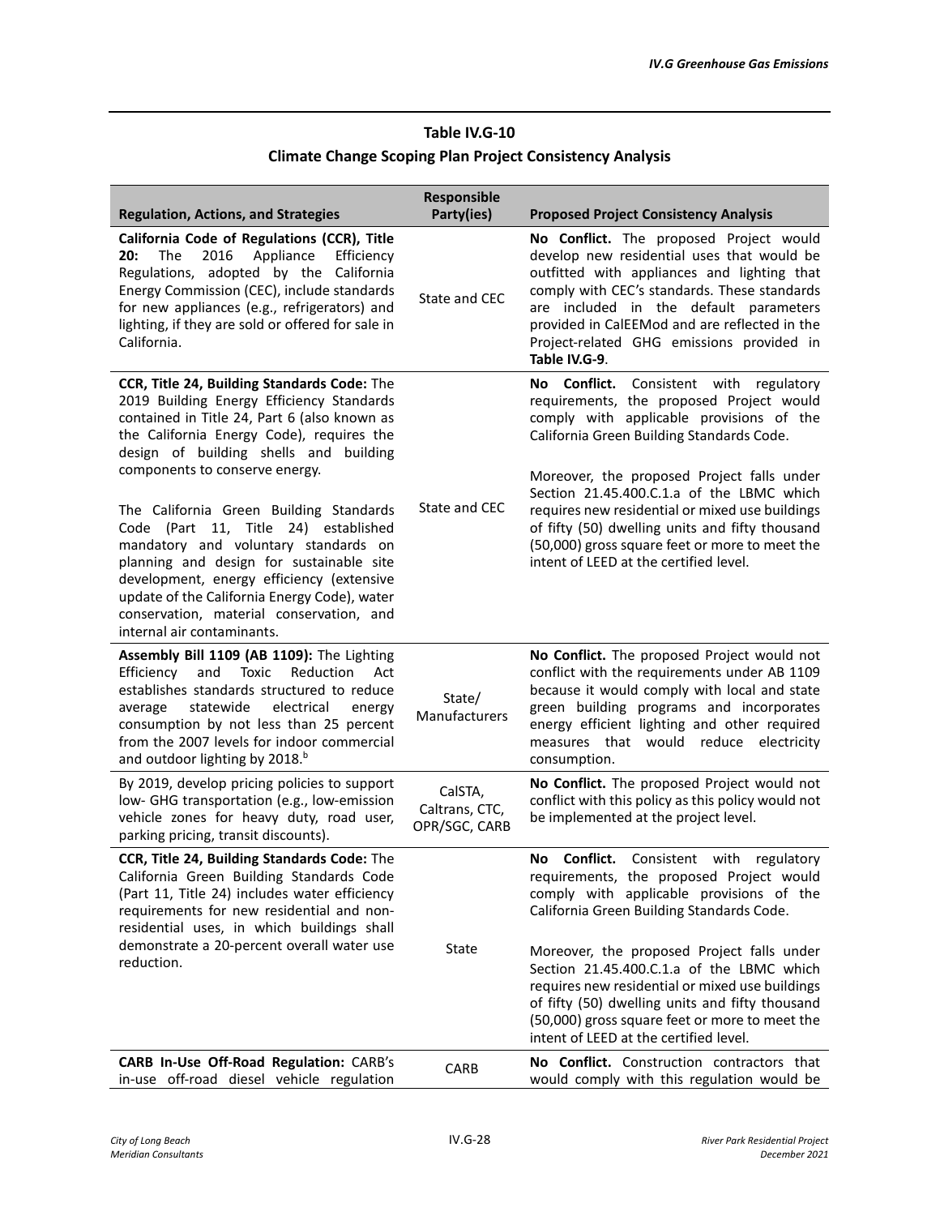**Table IV.G-10**
**Climate Change Scoping Plan Project Consistency Analysis**

| Regulation, Actions, and Strategies | Responsible Party(ies) | Proposed Project Consistency Analysis |
|---|---|---|
| **California Code of Regulations (CCR), Title 20:** The 2016 Appliance Efficiency Regulations, adopted by the California Energy Commission (CEC), include standards for new appliances (e.g., refrigerators) and lighting, if they are sold or offered for sale in California. | State and CEC | **No Conflict.** The proposed Project would develop new residential uses that would be outfitted with appliances and lighting that comply with CEC's standards. These standards are included in the default parameters provided in CalEEMod and are reflected in the Project-related GHG emissions provided in **Table IV.G-9**. |
| **CCR, Title 24, Building Standards Code:** The 2019 Building Energy Efficiency Standards contained in Title 24, Part 6 (also known as the California Energy Code), requires the design of building shells and building components to conserve energy.<br><br>The California Green Building Standards Code (Part 11, Title 24) established mandatory and voluntary standards on planning and design for sustainable site development, energy efficiency (extensive update of the California Energy Code), water conservation, material conservation, and internal air contaminants. | State and CEC | **No Conflict.** Consistent with regulatory requirements, the proposed Project would comply with applicable provisions of the California Green Building Standards Code.<br><br>Moreover, the proposed Project falls under Section 21.45.400.C.1.a of the LBMC which requires new residential or mixed use buildings of fifty (50) dwelling units and fifty thousand (50,000) gross square feet or more to meet the intent of LEED at the certified level. |
| **Assembly Bill 1109 (AB 1109):** The Lighting Efficiency and Toxic Reduction Act establishes standards structured to reduce average statewide electrical energy consumption by not less than 25 percent from the 2007 levels for indoor commercial and outdoor lighting by 2018.[b] | State/ Manufacturers | **No Conflict.** The proposed Project would not conflict with the requirements under AB 1109 because it would comply with local and state green building programs and incorporates energy efficient lighting and other required measures that would reduce electricity consumption. |
| By 2019, develop pricing policies to support low- GHG transportation (e.g., low-emission vehicle zones for heavy duty, road user, parking pricing, transit discounts). | CalSTA, Caltrans, CTC, OPR/SGC, CARB | **No Conflict.** The proposed Project would not conflict with this policy as this policy would not be implemented at the project level. |
| **CCR, Title 24, Building Standards Code:** The California Green Building Standards Code (Part 11, Title 24) includes water efficiency requirements for new residential and non-residential uses, in which buildings shall demonstrate a 20-percent overall water use reduction. | State | **No Conflict.** Consistent with regulatory requirements, the proposed Project would comply with applicable provisions of the California Green Building Standards Code.<br><br>Moreover, the proposed Project falls under Section 21.45.400.C.1.a of the LBMC which requires new residential or mixed use buildings of fifty (50) dwelling units and fifty thousand (50,000) gross square feet or more to meet the intent of LEED at the certified level. |
| **CARB In-Use Off-Road Regulation:** CARB's in-use off-road diesel vehicle regulation | CARB | **No Conflict.** Construction contractors that would comply with this regulation would be |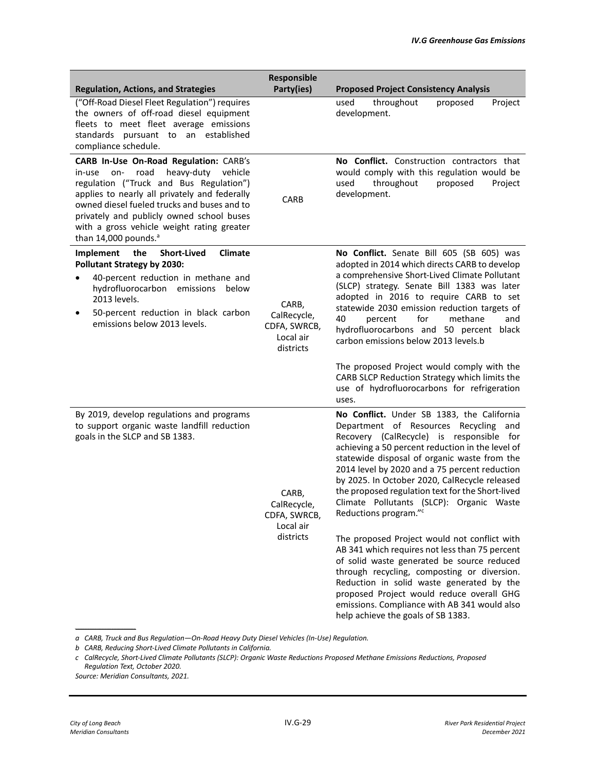| Regulation, Actions, and Strategies | Responsible Party(ies) | Proposed Project Consistency Analysis |
|---|---|---|
| ("Off-Road Diesel Fleet Regulation") requires the owners of off-road diesel equipment fleets to meet fleet average emissions standards pursuant to an established compliance schedule. | | used throughout proposed Project development. |
| **CARB In-Use On-Road Regulation:** CARB's in-use on- road heavy-duty vehicle regulation ("Truck and Bus Regulation") applies to nearly all privately and federally owned diesel fueled trucks and buses and to privately and publicly owned school buses with a gross vehicle weight rating greater than 14,000 pounds.[a] | CARB | **No Conflict.** Construction contractors that would comply with this regulation would be used throughout proposed Project development. |
| **Implement the Short-Lived Climate Pollutant Strategy by 2030:**<br>• 40-percent reduction in methane and hydrofluorocarbon emissions below 2013 levels.<br>• 50-percent reduction in black carbon emissions below 2013 levels. | CARB, CalRecycle, CDFA, SWRCB, Local air districts | **No Conflict.** Senate Bill 605 (SB 605) was adopted in 2014 which directs CARB to develop a comprehensive Short-Lived Climate Pollutant (SLCP) strategy. Senate Bill 1383 was later adopted in 2016 to require CARB to set statewide 2030 emission reduction targets of 40 percent for methane and hydrofluorocarbons and 50 percent black carbon emissions below 2013 levels.b<br><br>The proposed Project would comply with the CARB SLCP Reduction Strategy which limits the use of hydrofluorocarbons for refrigeration uses. |
| By 2019, develop regulations and programs to support organic waste landfill reduction goals in the SLCP and SB 1383. | CARB, CalRecycle, CDFA, SWRCB, Local air districts | **No Conflict.** Under SB 1383, the California Department of Resources Recycling and Recovery (CalRecycle) is responsible for achieving a 50 percent reduction in the level of statewide disposal of organic waste from the 2014 level by 2020 and a 75 percent reduction by 2025. In October 2020, CalRecycle released the proposed regulation text for the Short-lived Climate Pollutants (SLCP): Organic Waste Reductions program."[c]<br><br>The proposed Project would not conflict with AB 341 which requires not less than 75 percent of solid waste generated be source reduced through recycling, composting or diversion. Reduction in solid waste generated by the proposed Project would reduce overall GHG emissions. Compliance with AB 341 would also help achieve the goals of SB 1383. |

*a CARB, Truck and Bus Regulation—On-Road Heavy Duty Diesel Vehicles (In-Use) Regulation.*

*b CARB, Reducing Short-Lived Climate Pollutants in California.*

*c CalRecycle, Short-Lived Climate Pollutants (SLCP): Organic Waste Reductions Proposed Methane Emissions Reductions, Proposed Regulation Text, October 2020.*

*Source: Meridian Consultants, 2021.*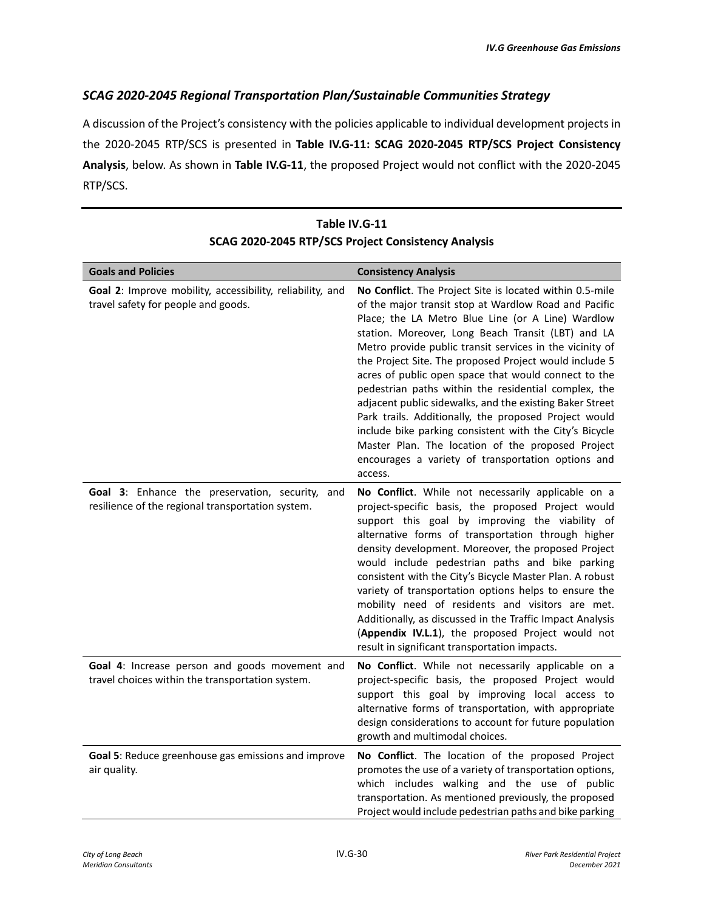### *SCAG 2020-2045 Regional Transportation Plan/Sustainable Communities Strategy*

A discussion of the Project's consistency with the policies applicable to individual development projects in the 2020-2045 RTP/SCS is presented in **Table IV.G-11: SCAG 2020-2045 RTP/SCS Project Consistency Analysis**, below. As shown in **Table IV.G-11**, the proposed Project would not conflict with the 2020-2045 RTP/SCS.

**Table IV.G-11**
**SCAG 2020-2045 RTP/SCS Project Consistency Analysis**

| Goals and Policies | Consistency Analysis |
|---|---|
| **Goal 2**: Improve mobility, accessibility, reliability, and travel safety for people and goods. | **No Conflict**. The Project Site is located within 0.5-mile of the major transit stop at Wardlow Road and Pacific Place; the LA Metro Blue Line (or A Line) Wardlow station. Moreover, Long Beach Transit (LBT) and LA Metro provide public transit services in the vicinity of the Project Site. The proposed Project would include 5 acres of public open space that would connect to the pedestrian paths within the residential complex, the adjacent public sidewalks, and the existing Baker Street Park trails. Additionally, the proposed Project would include bike parking consistent with the City's Bicycle Master Plan. The location of the proposed Project encourages a variety of transportation options and access. |
| **Goal 3**: Enhance the preservation, security, and resilience of the regional transportation system. | **No Conflict**. While not necessarily applicable on a project-specific basis, the proposed Project would support this goal by improving the viability of alternative forms of transportation through higher density development. Moreover, the proposed Project would include pedestrian paths and bike parking consistent with the City's Bicycle Master Plan. A robust variety of transportation options helps to ensure the mobility need of residents and visitors are met. Additionally, as discussed in the Traffic Impact Analysis (**Appendix IV.L.1**), the proposed Project would not result in significant transportation impacts. |
| **Goal 4**: Increase person and goods movement and travel choices within the transportation system. | **No Conflict**. While not necessarily applicable on a project-specific basis, the proposed Project would support this goal by improving local access to alternative forms of transportation, with appropriate design considerations to account for future population growth and multimodal choices. |
| **Goal 5**: Reduce greenhouse gas emissions and improve air quality. | **No Conflict**. The location of the proposed Project promotes the use of a variety of transportation options, which includes walking and the use of public transportation. As mentioned previously, the proposed Project would include pedestrian paths and bike parking |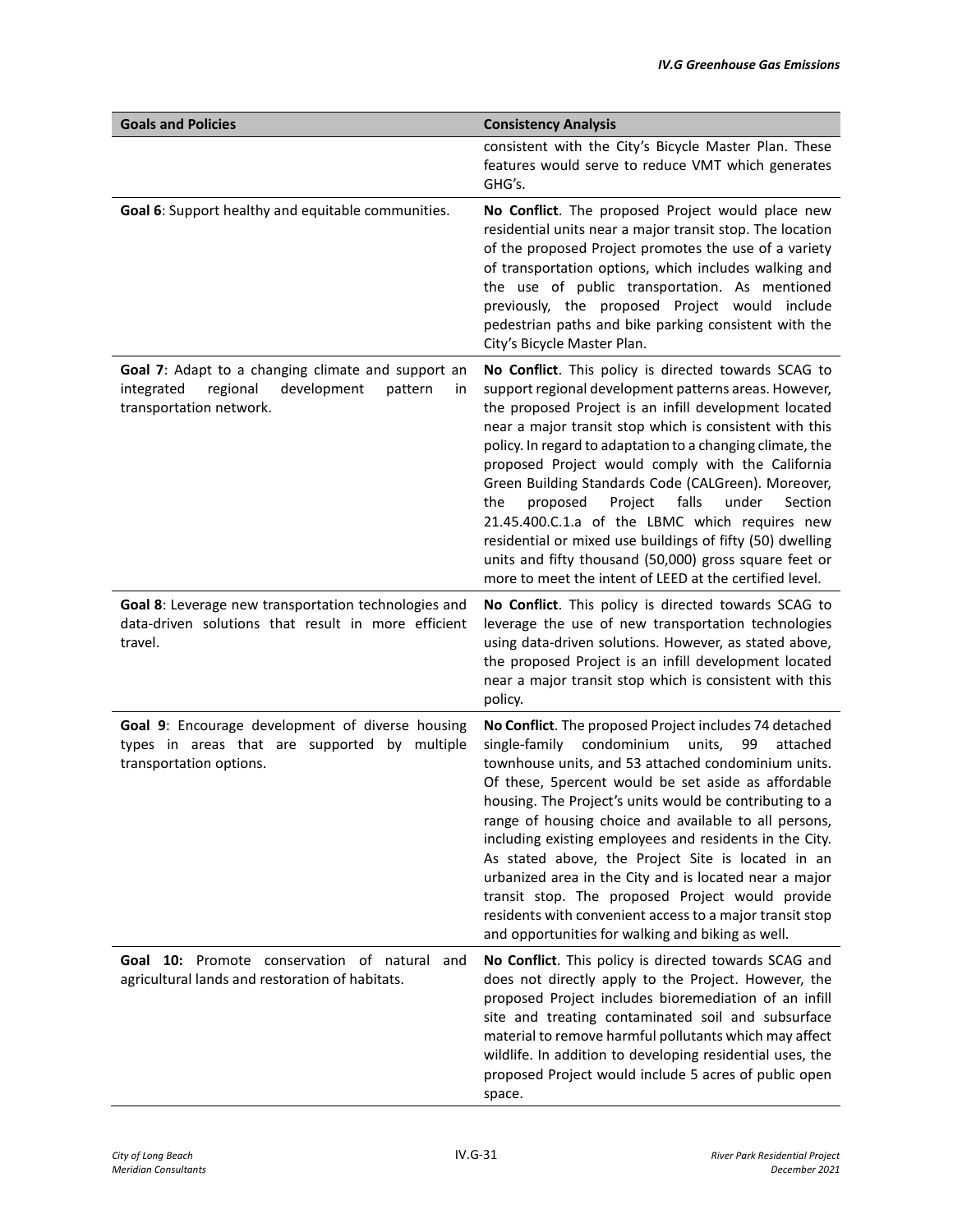| Goals and Policies | Consistency Analysis |
|---|---|
| | consistent with the City's Bicycle Master Plan. These features would serve to reduce VMT which generates GHG's. |
| **Goal 6**: Support healthy and equitable communities. | **No Conflict**. The proposed Project would place new residential units near a major transit stop. The location of the proposed Project promotes the use of a variety of transportation options, which includes walking and the use of public transportation. As mentioned previously, the proposed Project would include pedestrian paths and bike parking consistent with the City's Bicycle Master Plan. |
| **Goal 7**: Adapt to a changing climate and support an integrated regional development pattern in transportation network. | **No Conflict**. This policy is directed towards SCAG to support regional development patterns areas. However, the proposed Project is an infill development located near a major transit stop which is consistent with this policy. In regard to adaptation to a changing climate, the proposed Project would comply with the California Green Building Standards Code (CALGreen). Moreover, the proposed Project falls under Section 21.45.400.C.1.a of the LBMC which requires new residential or mixed use buildings of fifty (50) dwelling units and fifty thousand (50,000) gross square feet or more to meet the intent of LEED at the certified level. |
| **Goal 8**: Leverage new transportation technologies and data-driven solutions that result in more efficient travel. | **No Conflict**. This policy is directed towards SCAG to leverage the use of new transportation technologies using data-driven solutions. However, as stated above, the proposed Project is an infill development located near a major transit stop which is consistent with this policy. |
| **Goal 9**: Encourage development of diverse housing types in areas that are supported by multiple transportation options. | **No Conflict**. The proposed Project includes 74 detached single-family condominium units, 99 attached townhouse units, and 53 attached condominium units. Of these, 5percent would be set aside as affordable housing. The Project's units would be contributing to a range of housing choice and available to all persons, including existing employees and residents in the City. As stated above, the Project Site is located in an urbanized area in the City and is located near a major transit stop. The proposed Project would provide residents with convenient access to a major transit stop and opportunities for walking and biking as well. |
| **Goal 10:** Promote conservation of natural and agricultural lands and restoration of habitats. | **No Conflict**. This policy is directed towards SCAG and does not directly apply to the Project. However, the proposed Project includes bioremediation of an infill site and treating contaminated soil and subsurface material to remove harmful pollutants which may affect wildlife. In addition to developing residential uses, the proposed Project would include 5 acres of public open space. |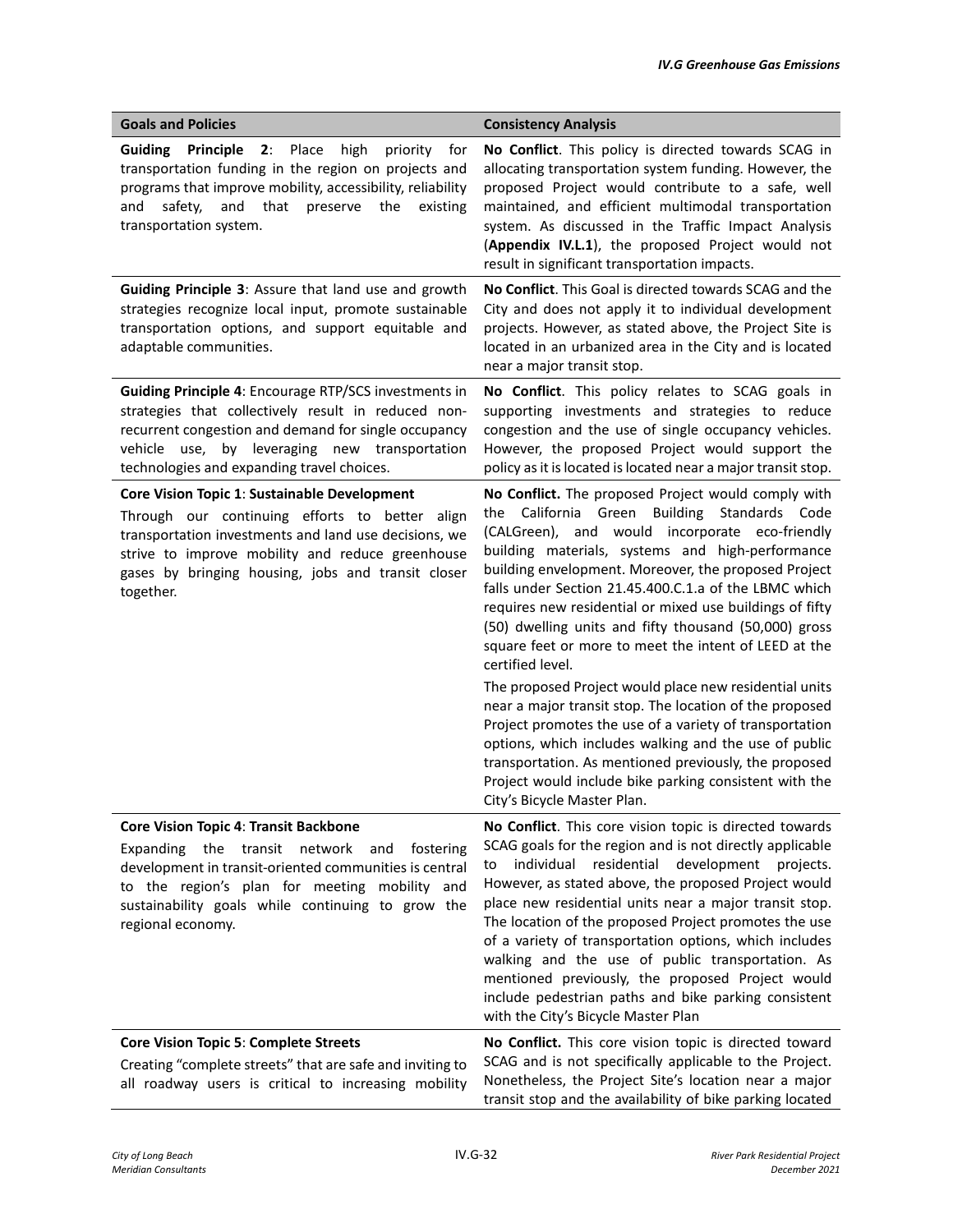| Goals and Policies | Consistency Analysis |
|---|---|
| **Guiding Principle 2**: Place high priority for transportation funding in the region on projects and programs that improve mobility, accessibility, reliability and safety, and that preserve the existing transportation system. | **No Conflict**. This policy is directed towards SCAG in allocating transportation system funding. However, the proposed Project would contribute to a safe, well maintained, and efficient multimodal transportation system. As discussed in the Traffic Impact Analysis (**Appendix IV.L.1**), the proposed Project would not result in significant transportation impacts. |
| **Guiding Principle 3**: Assure that land use and growth strategies recognize local input, promote sustainable transportation options, and support equitable and adaptable communities. | **No Conflict**. This Goal is directed towards SCAG and the City and does not apply it to individual development projects. However, as stated above, the Project Site is located in an urbanized area in the City and is located near a major transit stop. |
| **Guiding Principle 4**: Encourage RTP/SCS investments in strategies that collectively result in reduced non-recurrent congestion and demand for single occupancy vehicle use, by leveraging new transportation technologies and expanding travel choices. | **No Conflict**. This policy relates to SCAG goals in supporting investments and strategies to reduce congestion and the use of single occupancy vehicles. However, the proposed Project would support the policy as it is located is located near a major transit stop. |
| **Core Vision Topic 1**: **Sustainable Development**<br>Through our continuing efforts to better align transportation investments and land use decisions, we strive to improve mobility and reduce greenhouse gases by bringing housing, jobs and transit closer together. | **No Conflict.** The proposed Project would comply with the California Green Building Standards Code (CALGreen), and would incorporate eco-friendly building materials, systems and high-performance building envelopment. Moreover, the proposed Project falls under Section 21.45.400.C.1.a of the LBMC which requires new residential or mixed use buildings of fifty (50) dwelling units and fifty thousand (50,000) gross square feet or more to meet the intent of LEED at the certified level.<br><br>The proposed Project would place new residential units near a major transit stop. The location of the proposed Project promotes the use of a variety of transportation options, which includes walking and the use of public transportation. As mentioned previously, the proposed Project would include bike parking consistent with the City's Bicycle Master Plan. |
| **Core Vision Topic 4**: **Transit Backbone**<br>Expanding the transit network and fostering development in transit-oriented communities is central to the region's plan for meeting mobility and sustainability goals while continuing to grow the regional economy. | **No Conflict**. This core vision topic is directed towards SCAG goals for the region and is not directly applicable to individual residential development projects. However, as stated above, the proposed Project would place new residential units near a major transit stop. The location of the proposed Project promotes the use of a variety of transportation options, which includes walking and the use of public transportation. As mentioned previously, the proposed Project would include pedestrian paths and bike parking consistent with the City's Bicycle Master Plan |
| **Core Vision Topic 5**: **Complete Streets**<br>Creating "complete streets" that are safe and inviting to all roadway users is critical to increasing mobility | **No Conflict.** This core vision topic is directed toward SCAG and is not specifically applicable to the Project. Nonetheless, the Project Site's location near a major transit stop and the availability of bike parking located |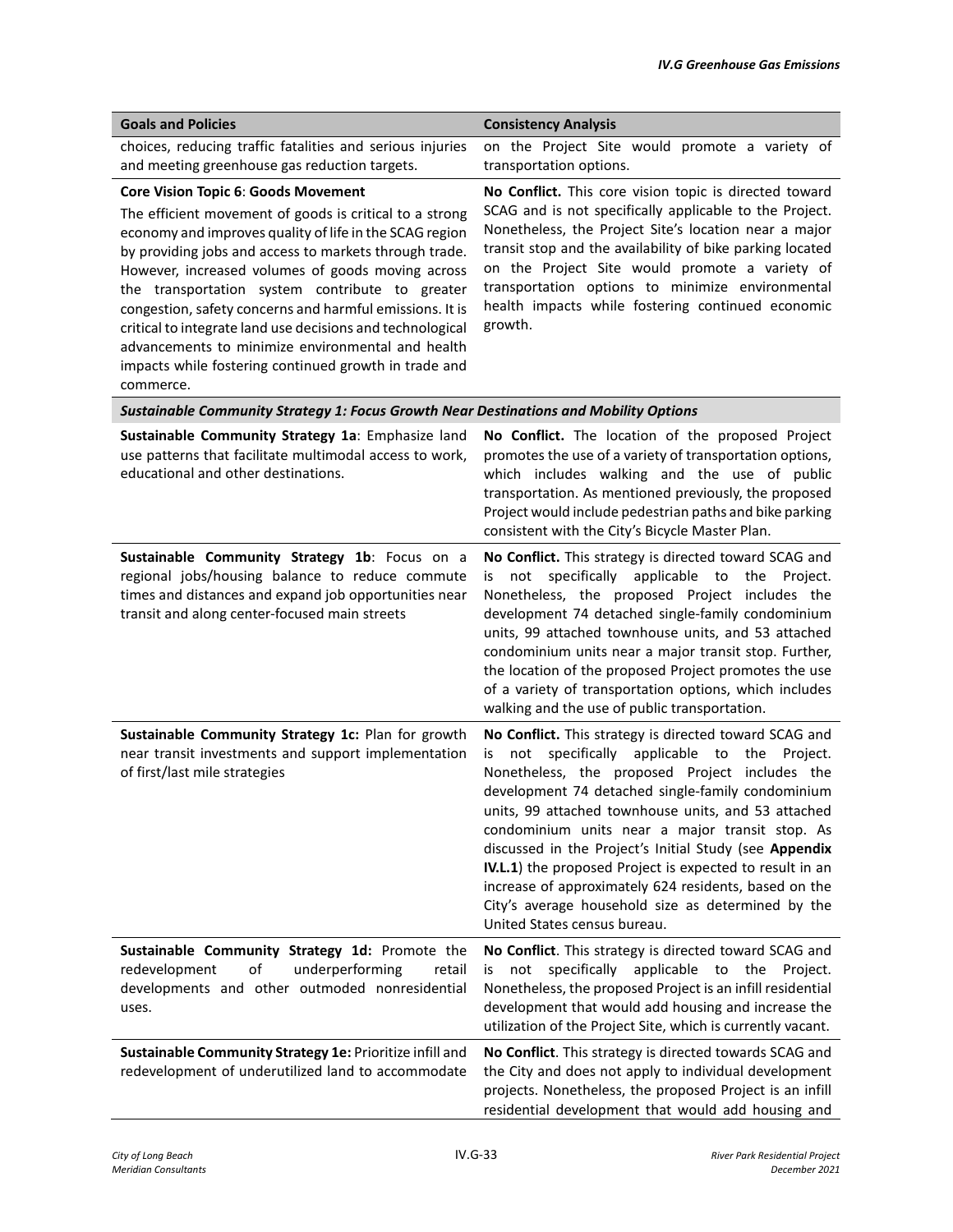| Goals and Policies | Consistency Analysis |
|---|---|
| choices, reducing traffic fatalities and serious injuries and meeting greenhouse gas reduction targets. | on the Project Site would promote a variety of transportation options. |
| **Core Vision Topic 6**: **Goods Movement**<br>The efficient movement of goods is critical to a strong economy and improves quality of life in the SCAG region by providing jobs and access to markets through trade. However, increased volumes of goods moving across the transportation system contribute to greater congestion, safety concerns and harmful emissions. It is critical to integrate land use decisions and technological advancements to minimize environmental and health impacts while fostering continued growth in trade and commerce. | **No Conflict.** This core vision topic is directed toward SCAG and is not specifically applicable to the Project. Nonetheless, the Project Site's location near a major transit stop and the availability of bike parking located on the Project Site would promote a variety of transportation options to minimize environmental health impacts while fostering continued economic growth. |
| ***Sustainable Community Strategy 1: Focus Growth Near Destinations and Mobility Options*** | |
| **Sustainable Community Strategy 1a**: Emphasize land use patterns that facilitate multimodal access to work, educational and other destinations. | **No Conflict.** The location of the proposed Project promotes the use of a variety of transportation options, which includes walking and the use of public transportation. As mentioned previously, the proposed Project would include pedestrian paths and bike parking consistent with the City's Bicycle Master Plan. |
| **Sustainable Community Strategy 1b**: Focus on a regional jobs/housing balance to reduce commute times and distances and expand job opportunities near transit and along center-focused main streets | **No Conflict.** This strategy is directed toward SCAG and is not specifically applicable to the Project. Nonetheless, the proposed Project includes the development 74 detached single-family condominium units, 99 attached townhouse units, and 53 attached condominium units near a major transit stop. Further, the location of the proposed Project promotes the use of a variety of transportation options, which includes walking and the use of public transportation. |
| **Sustainable Community Strategy 1c:** Plan for growth near transit investments and support implementation of first/last mile strategies | **No Conflict.** This strategy is directed toward SCAG and is not specifically applicable to the Project. Nonetheless, the proposed Project includes the development 74 detached single-family condominium units, 99 attached townhouse units, and 53 attached condominium units near a major transit stop. As discussed in the Project's Initial Study (see **Appendix IV.L.1**) the proposed Project is expected to result in an increase of approximately 624 residents, based on the City's average household size as determined by the United States census bureau. |
| **Sustainable Community Strategy 1d:** Promote the redevelopment of underperforming retail developments and other outmoded nonresidential uses. | **No Conflict**. This strategy is directed toward SCAG and is not specifically applicable to the Project. Nonetheless, the proposed Project is an infill residential development that would add housing and increase the utilization of the Project Site, which is currently vacant. |
| **Sustainable Community Strategy 1e:** Prioritize infill and redevelopment of underutilized land to accommodate | **No Conflict**. This strategy is directed towards SCAG and the City and does not apply to individual development projects. Nonetheless, the proposed Project is an infill residential development that would add housing and |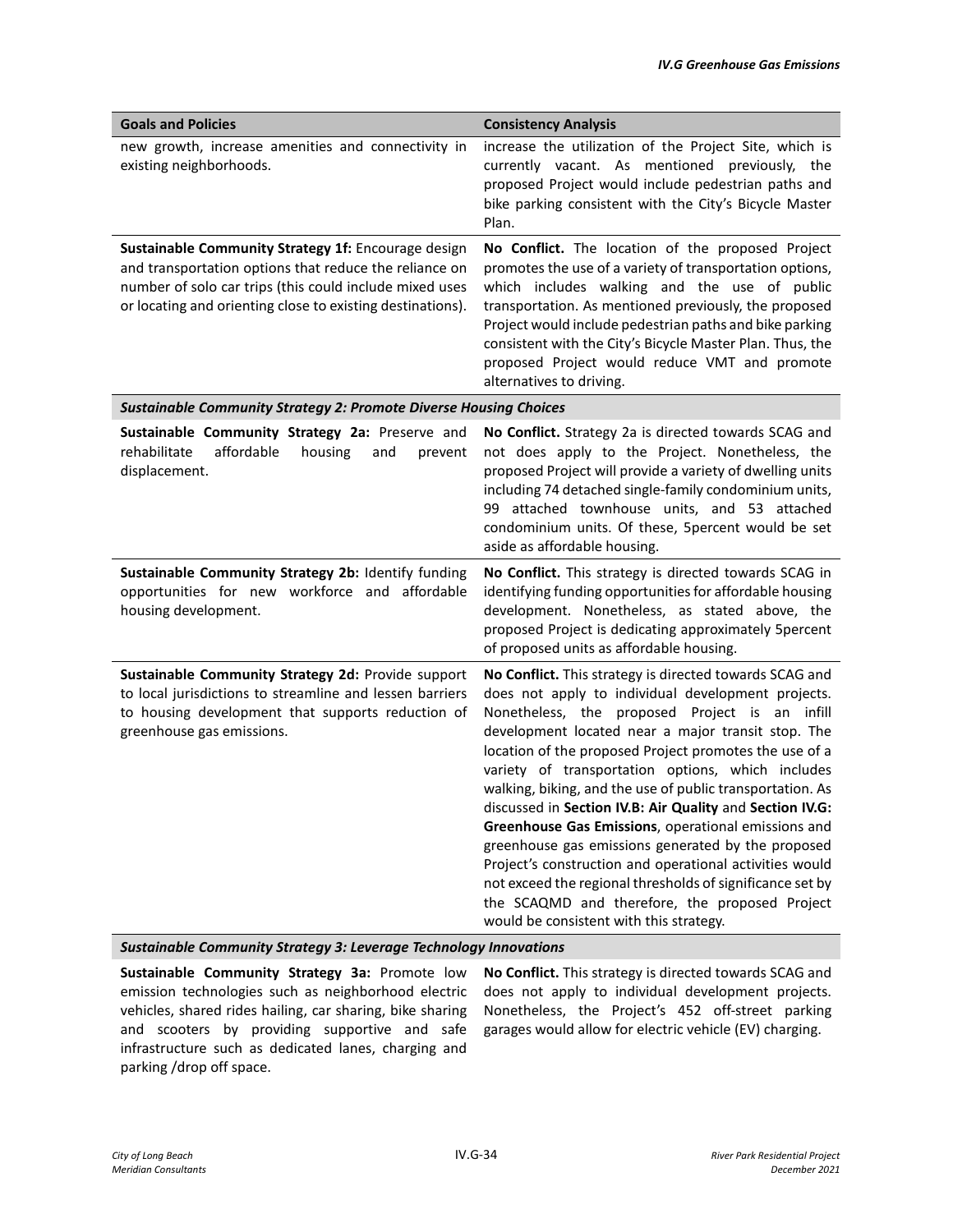| Goals and Policies | Consistency Analysis |
|---|---|
| new growth, increase amenities and connectivity in existing neighborhoods. | increase the utilization of the Project Site, which is currently vacant. As mentioned previously, the proposed Project would include pedestrian paths and bike parking consistent with the City's Bicycle Master Plan. |
| **Sustainable Community Strategy 1f:** Encourage design and transportation options that reduce the reliance on number of solo car trips (this could include mixed uses or locating and orienting close to existing destinations). | **No Conflict.** The location of the proposed Project promotes the use of a variety of transportation options, which includes walking and the use of public transportation. As mentioned previously, the proposed Project would include pedestrian paths and bike parking consistent with the City's Bicycle Master Plan. Thus, the proposed Project would reduce VMT and promote alternatives to driving. |
| ***Sustainable Community Strategy 2: Promote Diverse Housing Choices*** | |
| **Sustainable Community Strategy 2a:** Preserve and rehabilitate affordable housing and prevent displacement. | **No Conflict.** Strategy 2a is directed towards SCAG and not does apply to the Project. Nonetheless, the proposed Project will provide a variety of dwelling units including 74 detached single-family condominium units, 99 attached townhouse units, and 53 attached condominium units. Of these, 5percent would be set aside as affordable housing. |
| **Sustainable Community Strategy 2b:** Identify funding opportunities for new workforce and affordable housing development. | **No Conflict.** This strategy is directed towards SCAG in identifying funding opportunities for affordable housing development. Nonetheless, as stated above, the proposed Project is dedicating approximately 5percent of proposed units as affordable housing. |
| **Sustainable Community Strategy 2d:** Provide support to local jurisdictions to streamline and lessen barriers to housing development that supports reduction of greenhouse gas emissions. | **No Conflict.** This strategy is directed towards SCAG and does not apply to individual development projects. Nonetheless, the proposed Project is an infill development located near a major transit stop. The location of the proposed Project promotes the use of a variety of transportation options, which includes walking, biking, and the use of public transportation. As discussed in **Section IV.B: Air Quality** and **Section IV.G: Greenhouse Gas Emissions**, operational emissions and greenhouse gas emissions generated by the proposed Project's construction and operational activities would not exceed the regional thresholds of significance set by the SCAQMD and therefore, the proposed Project would be consistent with this strategy. |
| ***Sustainable Community Strategy 3: Leverage Technology Innovations*** | |
| **Sustainable Community Strategy 3a:** Promote low emission technologies such as neighborhood electric vehicles, shared rides hailing, car sharing, bike sharing and scooters by providing supportive and safe infrastructure such as dedicated lanes, charging and parking /drop off space. | **No Conflict.** This strategy is directed towards SCAG and does not apply to individual development projects. Nonetheless, the Project's 452 off-street parking garages would allow for electric vehicle (EV) charging. |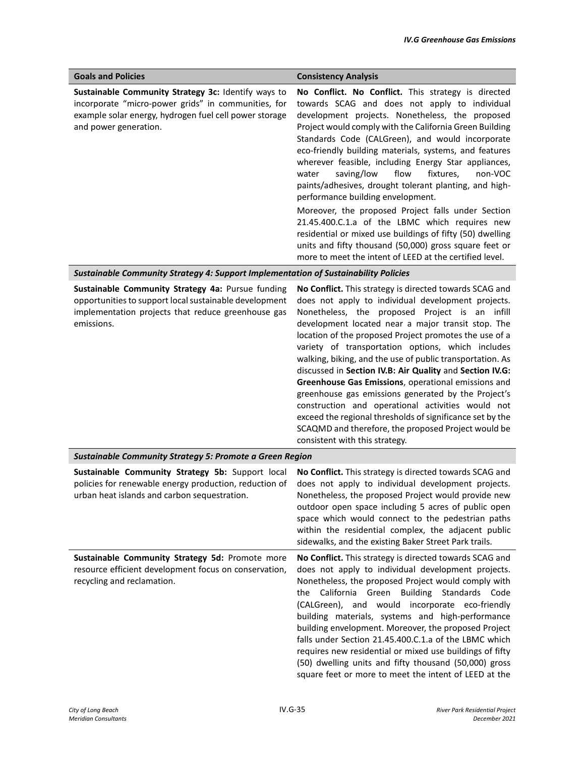| Goals and Policies | Consistency Analysis |
|---|---|
| **Sustainable Community Strategy 3c:** Identify ways to incorporate "micro-power grids" in communities, for example solar energy, hydrogen fuel cell power storage and power generation. | **No Conflict. No Conflict.** This strategy is directed towards SCAG and does not apply to individual development projects. Nonetheless, the proposed Project would comply with the California Green Building Standards Code (CALGreen), and would incorporate eco-friendly building materials, systems, and features wherever feasible, including Energy Star appliances, water saving/low flow fixtures, non-VOC paints/adhesives, drought tolerant planting, and high-performance building envelopment.<br><br>Moreover, the proposed Project falls under Section 21.45.400.C.1.a of the LBMC which requires new residential or mixed use buildings of fifty (50) dwelling units and fifty thousand (50,000) gross square feet or more to meet the intent of LEED at the certified level. |
| ***Sustainable Community Strategy 4: Support Implementation of Sustainability Policies*** | |
| **Sustainable Community Strategy 4a:** Pursue funding opportunities to support local sustainable development implementation projects that reduce greenhouse gas emissions. | **No Conflict.** This strategy is directed towards SCAG and does not apply to individual development projects. Nonetheless, the proposed Project is an infill development located near a major transit stop. The location of the proposed Project promotes the use of a variety of transportation options, which includes walking, biking, and the use of public transportation. As discussed in **Section IV.B: Air Quality** and **Section IV.G: Greenhouse Gas Emissions**, operational emissions and greenhouse gas emissions generated by the Project's construction and operational activities would not exceed the regional thresholds of significance set by the SCAQMD and therefore, the proposed Project would be consistent with this strategy. |
| ***Sustainable Community Strategy 5: Promote a Green Region*** | |
| **Sustainable Community Strategy 5b:** Support local policies for renewable energy production, reduction of urban heat islands and carbon sequestration. | **No Conflict.** This strategy is directed towards SCAG and does not apply to individual development projects. Nonetheless, the proposed Project would provide new outdoor open space including 5 acres of public open space which would connect to the pedestrian paths within the residential complex, the adjacent public sidewalks, and the existing Baker Street Park trails. |
| **Sustainable Community Strategy 5d:** Promote more resource efficient development focus on conservation, recycling and reclamation. | **No Conflict.** This strategy is directed towards SCAG and does not apply to individual development projects. Nonetheless, the proposed Project would comply with the California Green Building Standards Code (CALGreen), and would incorporate eco-friendly building materials, systems and high-performance building envelopment. Moreover, the proposed Project falls under Section 21.45.400.C.1.a of the LBMC which requires new residential or mixed use buildings of fifty (50) dwelling units and fifty thousand (50,000) gross square feet or more to meet the intent of LEED at the |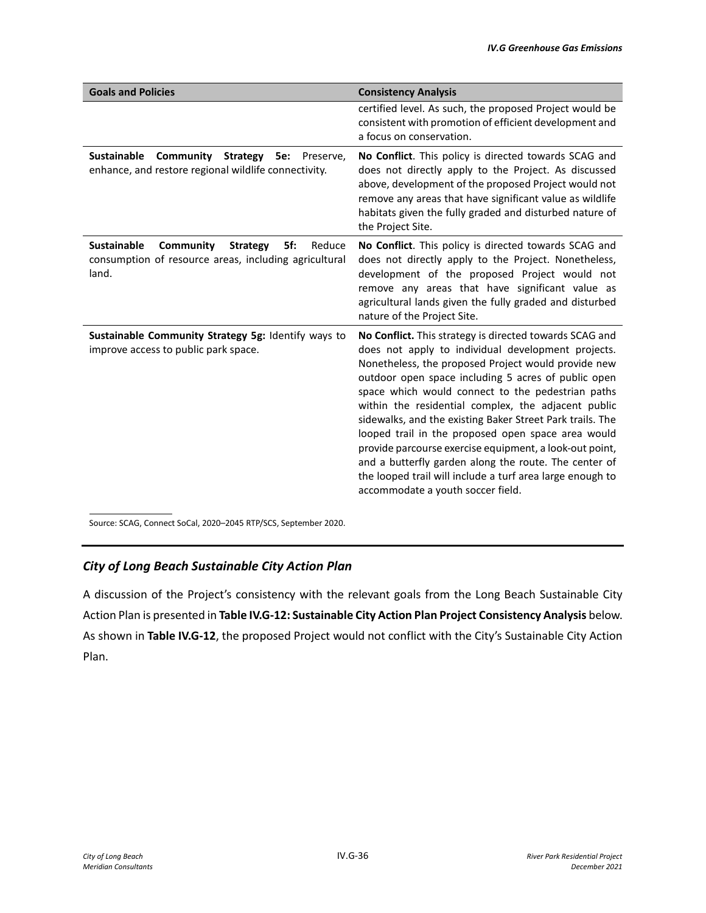| Goals and Policies | Consistency Analysis |
|---|---|
| | certified level. As such, the proposed Project would be consistent with promotion of efficient development and a focus on conservation. |
| **Sustainable Community Strategy 5e:** Preserve, enhance, and restore regional wildlife connectivity. | **No Conflict**. This policy is directed towards SCAG and does not directly apply to the Project. As discussed above, development of the proposed Project would not remove any areas that have significant value as wildlife habitats given the fully graded and disturbed nature of the Project Site. |
| **Sustainable Community Strategy 5f:** Reduce consumption of resource areas, including agricultural land. | **No Conflict**. This policy is directed towards SCAG and does not directly apply to the Project. Nonetheless, development of the proposed Project would not remove any areas that have significant value as agricultural lands given the fully graded and disturbed nature of the Project Site. |
| **Sustainable Community Strategy 5g:** Identify ways to improve access to public park space. | **No Conflict.** This strategy is directed towards SCAG and does not apply to individual development projects. Nonetheless, the proposed Project would provide new outdoor open space including 5 acres of public open space which would connect to the pedestrian paths within the residential complex, the adjacent public sidewalks, and the existing Baker Street Park trails. The looped trail in the proposed open space area would provide parcourse exercise equipment, a look-out point, and a butterfly garden along the route. The center of the looped trail will include a turf area large enough to accommodate a youth soccer field. |

Source: SCAG, Connect SoCal, 2020–2045 RTP/SCS, September 2020.

### *City of Long Beach Sustainable City Action Plan*

A discussion of the Project's consistency with the relevant goals from the Long Beach Sustainable City Action Plan is presented in **Table IV.G-12: Sustainable City Action Plan Project Consistency Analysis** below. As shown in **Table IV.G-12**, the proposed Project would not conflict with the City's Sustainable City Action Plan.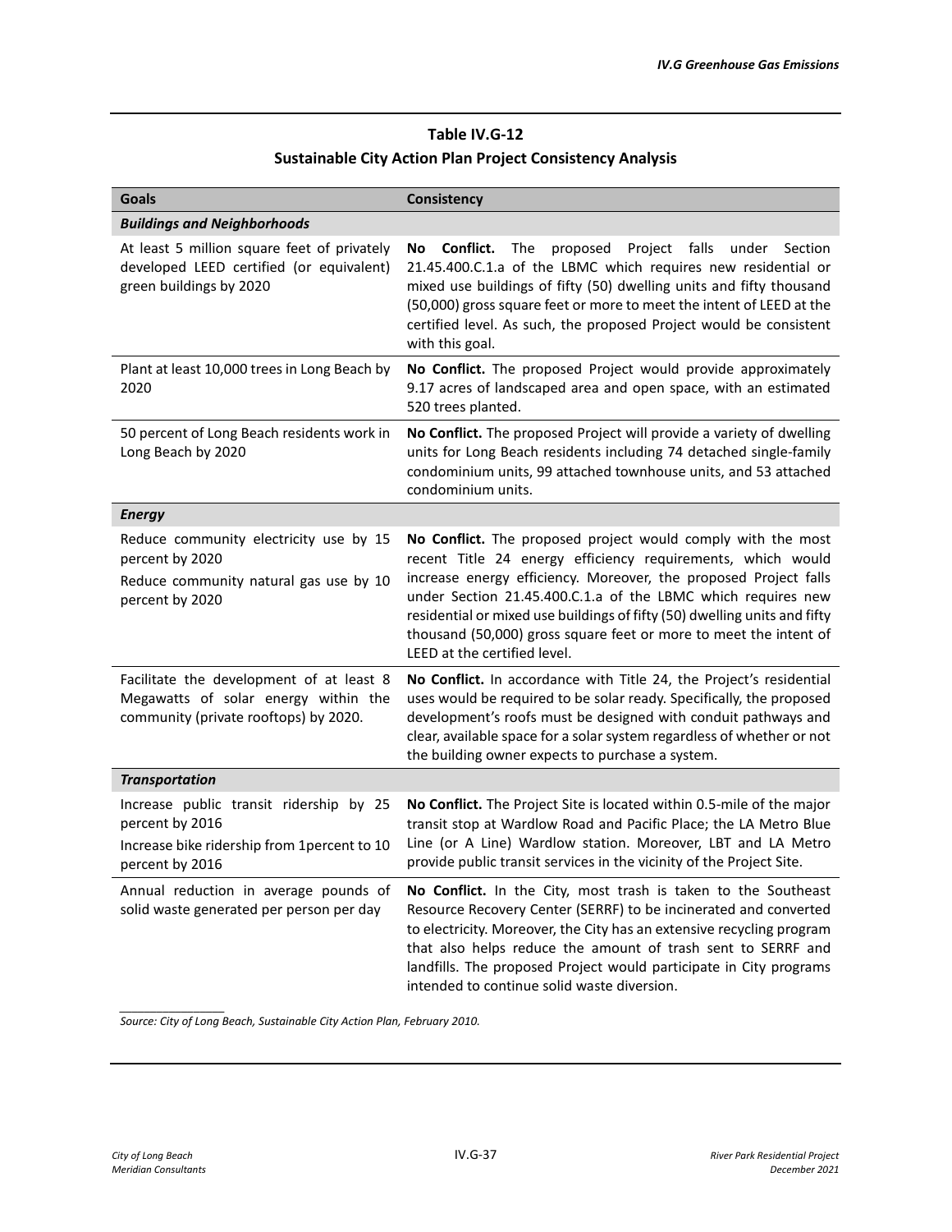**Table IV.G-12**
**Sustainable City Action Plan Project Consistency Analysis**

| Goals | Consistency |
|---|---|
| ***Buildings and Neighborhoods*** | |
| At least 5 million square feet of privately developed LEED certified (or equivalent) green buildings by 2020 | **No Conflict.** The proposed Project falls under Section 21.45.400.C.1.a of the LBMC which requires new residential or mixed use buildings of fifty (50) dwelling units and fifty thousand (50,000) gross square feet or more to meet the intent of LEED at the certified level. As such, the proposed Project would be consistent with this goal. |
| Plant at least 10,000 trees in Long Beach by 2020 | **No Conflict.** The proposed Project would provide approximately 9.17 acres of landscaped area and open space, with an estimated 520 trees planted. |
| 50 percent of Long Beach residents work in Long Beach by 2020 | **No Conflict.** The proposed Project will provide a variety of dwelling units for Long Beach residents including 74 detached single-family condominium units, 99 attached townhouse units, and 53 attached condominium units. |
| ***Energy*** | |
| Reduce community electricity use by 15 percent by 2020<br>Reduce community natural gas use by 10 percent by 2020 | **No Conflict.** The proposed project would comply with the most recent Title 24 energy efficiency requirements, which would increase energy efficiency. Moreover, the proposed Project falls under Section 21.45.400.C.1.a of the LBMC which requires new residential or mixed use buildings of fifty (50) dwelling units and fifty thousand (50,000) gross square feet or more to meet the intent of LEED at the certified level. |
| Facilitate the development of at least 8 Megawatts of solar energy within the community (private rooftops) by 2020. | **No Conflict.** In accordance with Title 24, the Project's residential uses would be required to be solar ready. Specifically, the proposed development's roofs must be designed with conduit pathways and clear, available space for a solar system regardless of whether or not the building owner expects to purchase a system. |
| ***Transportation*** | |
| Increase public transit ridership by 25 percent by 2016<br>Increase bike ridership from 1percent to 10 percent by 2016 | **No Conflict.** The Project Site is located within 0.5-mile of the major transit stop at Wardlow Road and Pacific Place; the LA Metro Blue Line (or A Line) Wardlow station. Moreover, LBT and LA Metro provide public transit services in the vicinity of the Project Site. |
| Annual reduction in average pounds of solid waste generated per person per day | **No Conflict.** In the City, most trash is taken to the Southeast Resource Recovery Center (SERRF) to be incinerated and converted to electricity. Moreover, the City has an extensive recycling program that also helps reduce the amount of trash sent to SERRF and landfills. The proposed Project would participate in City programs intended to continue solid waste diversion. |

*Source: City of Long Beach, Sustainable City Action Plan, February 2010.*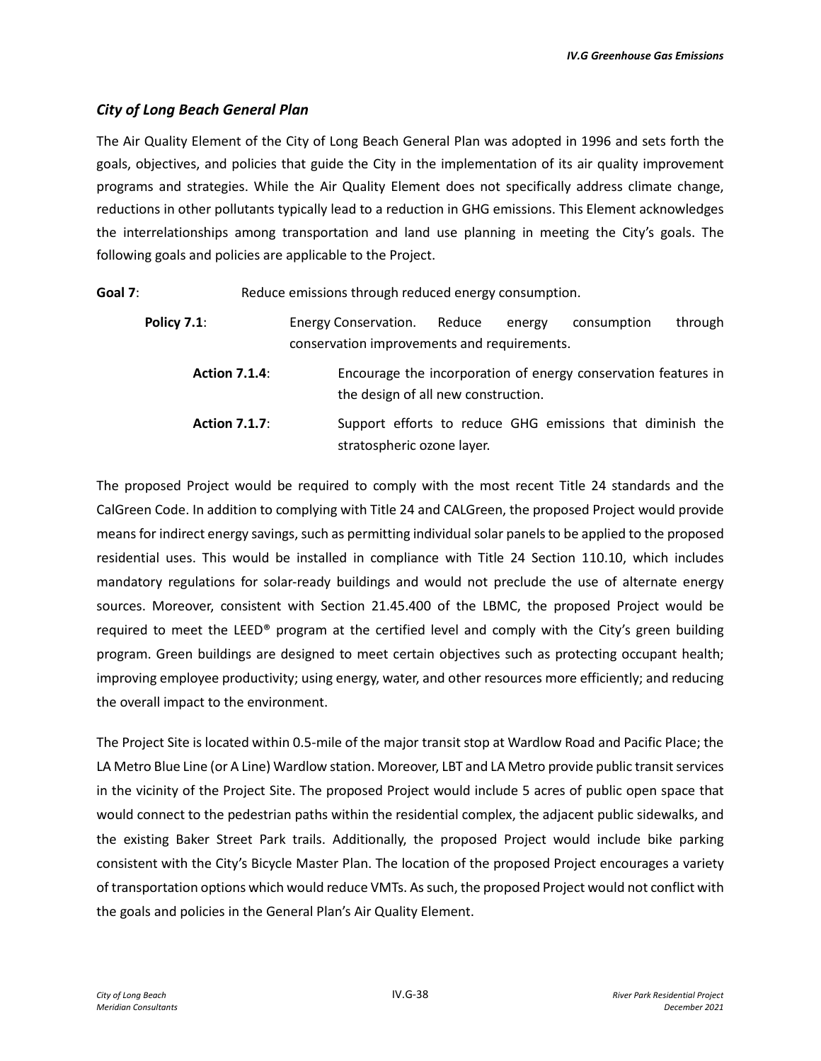### *City of Long Beach General Plan*

The Air Quality Element of the City of Long Beach General Plan was adopted in 1996 and sets forth the goals, objectives, and policies that guide the City in the implementation of its air quality improvement programs and strategies. While the Air Quality Element does not specifically address climate change, reductions in other pollutants typically lead to a reduction in GHG emissions. This Element acknowledges the interrelationships among transportation and land use planning in meeting the City's goals. The following goals and policies are applicable to the Project.

**Goal 7**: Reduce emissions through reduced energy consumption.

> **Policy 7.1**: Energy Conservation. Reduce energy consumption through conservation improvements and requirements.
>
> > **Action 7.1.4**: Encourage the incorporation of energy conservation features in the design of all new construction.
> >
> > **Action 7.1.7**: Support efforts to reduce GHG emissions that diminish the stratospheric ozone layer.

The proposed Project would be required to comply with the most recent Title 24 standards and the CalGreen Code. In addition to complying with Title 24 and CALGreen, the proposed Project would provide means for indirect energy savings, such as permitting individual solar panels to be applied to the proposed residential uses. This would be installed in compliance with Title 24 Section 110.10, which includes mandatory regulations for solar-ready buildings and would not preclude the use of alternate energy sources. Moreover, consistent with Section 21.45.400 of the LBMC, the proposed Project would be required to meet the LEED® program at the certified level and comply with the City's green building program. Green buildings are designed to meet certain objectives such as protecting occupant health; improving employee productivity; using energy, water, and other resources more efficiently; and reducing the overall impact to the environment.

The Project Site is located within 0.5-mile of the major transit stop at Wardlow Road and Pacific Place; the LA Metro Blue Line (or A Line) Wardlow station. Moreover, LBT and LA Metro provide public transit services in the vicinity of the Project Site. The proposed Project would include 5 acres of public open space that would connect to the pedestrian paths within the residential complex, the adjacent public sidewalks, and the existing Baker Street Park trails. Additionally, the proposed Project would include bike parking consistent with the City's Bicycle Master Plan. The location of the proposed Project encourages a variety of transportation options which would reduce VMTs. As such, the proposed Project would not conflict with the goals and policies in the General Plan's Air Quality Element.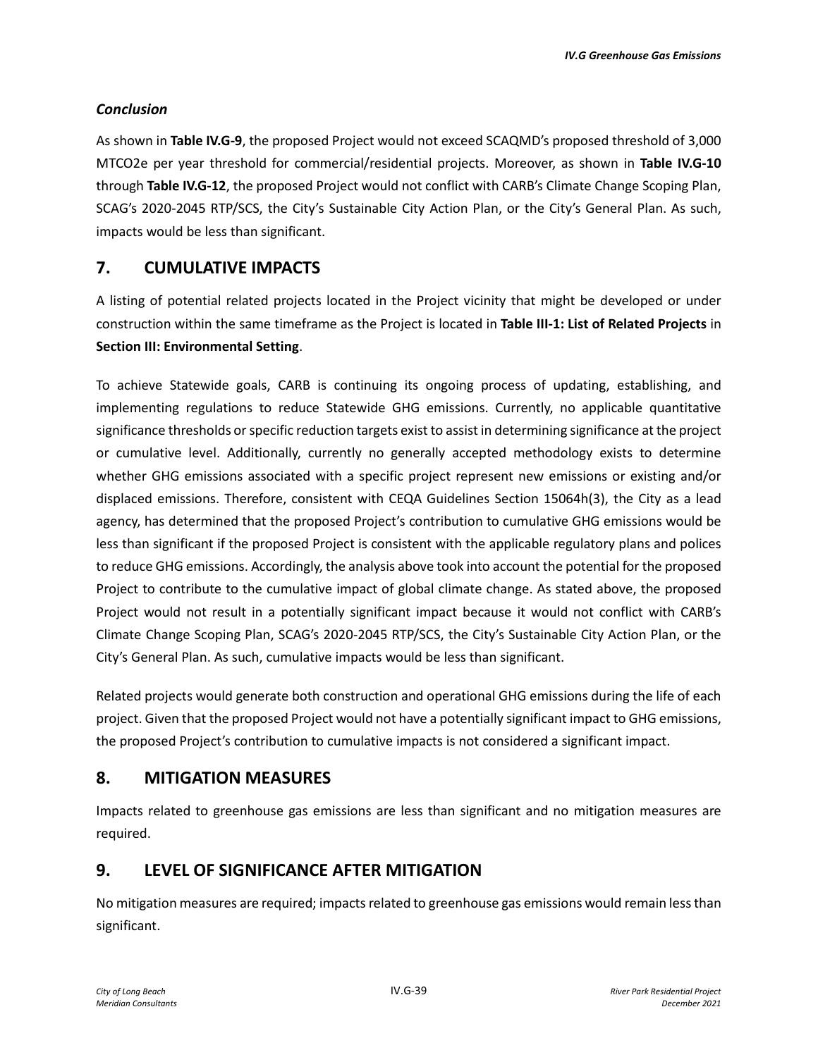### *Conclusion*

As shown in **Table IV.G-9**, the proposed Project would not exceed SCAQMD's proposed threshold of 3,000 MTCO2e per year threshold for commercial/residential projects. Moreover, as shown in **Table IV.G-10** through **Table IV.G-12**, the proposed Project would not conflict with CARB's Climate Change Scoping Plan, SCAG's 2020-2045 RTP/SCS, the City's Sustainable City Action Plan, or the City's General Plan. As such, impacts would be less than significant.

## 7. CUMULATIVE IMPACTS

A listing of potential related projects located in the Project vicinity that might be developed or under construction within the same timeframe as the Project is located in **Table III-1: List of Related Projects** in **Section III: Environmental Setting**.

To achieve Statewide goals, CARB is continuing its ongoing process of updating, establishing, and implementing regulations to reduce Statewide GHG emissions. Currently, no applicable quantitative significance thresholds or specific reduction targets exist to assist in determining significance at the project or cumulative level. Additionally, currently no generally accepted methodology exists to determine whether GHG emissions associated with a specific project represent new emissions or existing and/or displaced emissions. Therefore, consistent with CEQA Guidelines Section 15064h(3), the City as a lead agency, has determined that the proposed Project's contribution to cumulative GHG emissions would be less than significant if the proposed Project is consistent with the applicable regulatory plans and polices to reduce GHG emissions. Accordingly, the analysis above took into account the potential for the proposed Project to contribute to the cumulative impact of global climate change. As stated above, the proposed Project would not result in a potentially significant impact because it would not conflict with CARB's Climate Change Scoping Plan, SCAG's 2020-2045 RTP/SCS, the City's Sustainable City Action Plan, or the City's General Plan. As such, cumulative impacts would be less than significant.

Related projects would generate both construction and operational GHG emissions during the life of each project. Given that the proposed Project would not have a potentially significant impact to GHG emissions, the proposed Project's contribution to cumulative impacts is not considered a significant impact.

## 8. MITIGATION MEASURES

Impacts related to greenhouse gas emissions are less than significant and no mitigation measures are required.

## 9. LEVEL OF SIGNIFICANCE AFTER MITIGATION

No mitigation measures are required; impacts related to greenhouse gas emissions would remain less than significant.